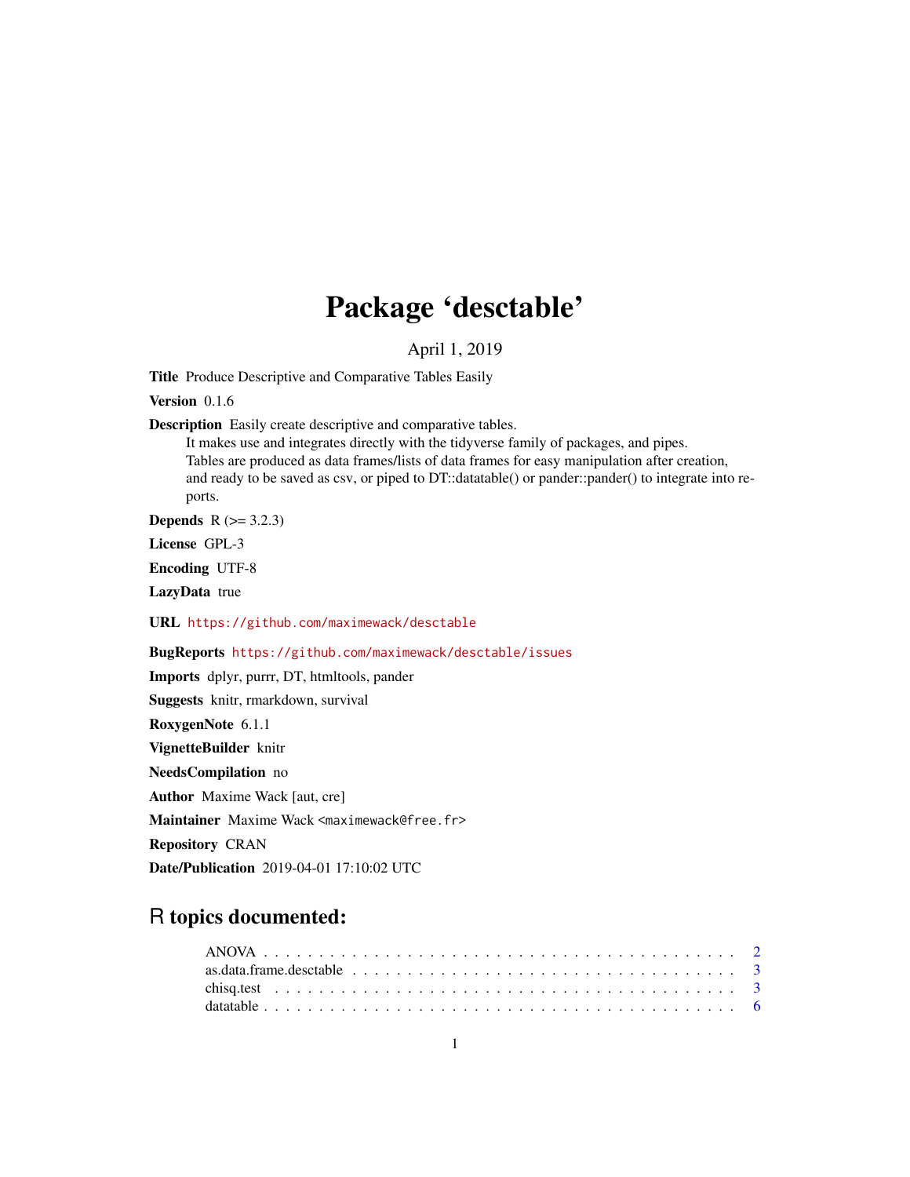# Package 'desctable'

April 1, 2019

**Title** Produce Descriptive and Comparative Tables Easily

**Version** 0.1.6

**Description** Easily create descriptive and comparative tables.
It makes use and integrates directly with the tidyverse family of packages, and pipes.
Tables are produced as data frames/lists of data frames for easy manipulation after creation,
and ready to be saved as csv, or piped to DT::datatable() or pander::pander() to integrate into reports.

**Depends** R (>= 3.2.3)

**License** GPL-3

**Encoding** UTF-8

**LazyData** true

**URL** https://github.com/maximewack/desctable

**BugReports** https://github.com/maximewack/desctable/issues

**Imports** dplyr, purrr, DT, htmltools, pander

**Suggests** knitr, rmarkdown, survival

**RoxygenNote** 6.1.1

**VignetteBuilder** knitr

**NeedsCompilation** no

**Author** Maxime Wack [aut, cre]

**Maintainer** Maxime Wack <maximewack@free.fr>

**Repository** CRAN

**Date/Publication** 2019-04-01 17:10:02 UTC

## R topics documented:

| | |
|---|---|
| ANOVA | 2 |
| as.data.frame.desctable | 3 |
| chisq.test | 3 |
| datatable | 6 |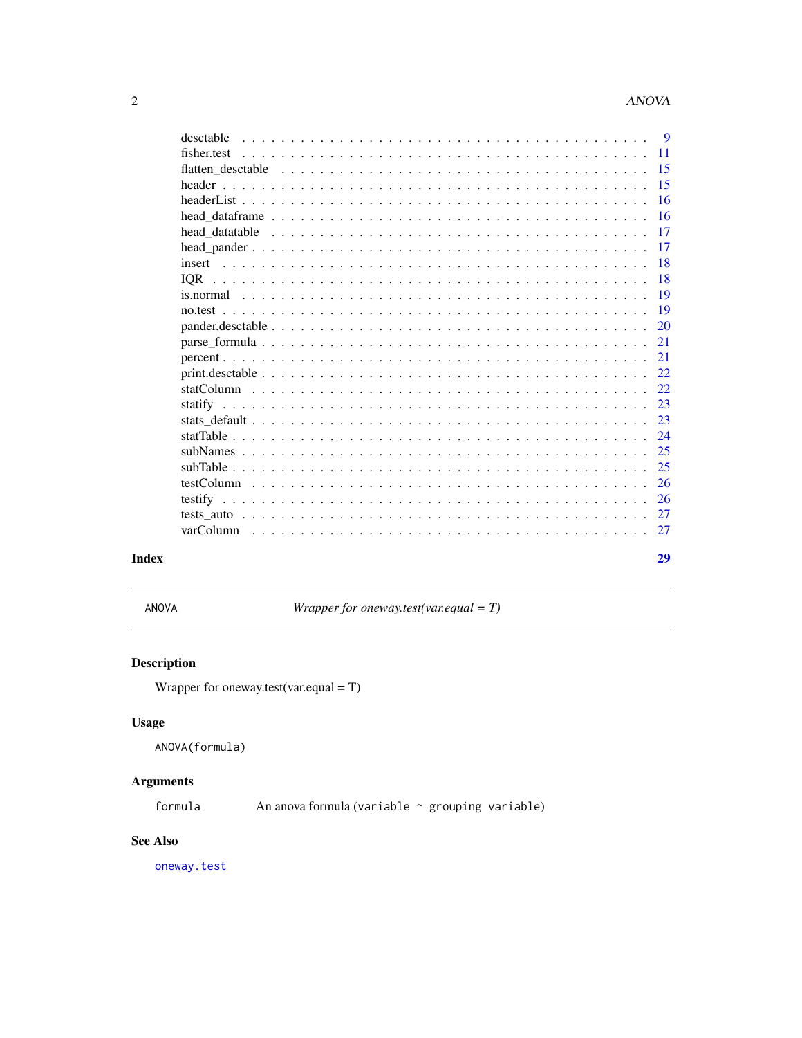desctable . . . . . . . . . . . . . . . . . . . . . . . . . . . . . . . . . . . . . . . . 9
fisher.test . . . . . . . . . . . . . . . . . . . . . . . . . . . . . . . . . . . . . . . 11
flatten_desctable . . . . . . . . . . . . . . . . . . . . . . . . . . . . . . . . . . . 15
header . . . . . . . . . . . . . . . . . . . . . . . . . . . . . . . . . . . . . . . . . 15
headerList . . . . . . . . . . . . . . . . . . . . . . . . . . . . . . . . . . . . . . . 16
head_dataframe . . . . . . . . . . . . . . . . . . . . . . . . . . . . . . . . . . . . 16
head_datatable . . . . . . . . . . . . . . . . . . . . . . . . . . . . . . . . . . . . 17
head_pander . . . . . . . . . . . . . . . . . . . . . . . . . . . . . . . . . . . . . . 17
insert . . . . . . . . . . . . . . . . . . . . . . . . . . . . . . . . . . . . . . . . . 18
IQR . . . . . . . . . . . . . . . . . . . . . . . . . . . . . . . . . . . . . . . . . . 18
is.normal . . . . . . . . . . . . . . . . . . . . . . . . . . . . . . . . . . . . . . . 19
no.test . . . . . . . . . . . . . . . . . . . . . . . . . . . . . . . . . . . . . . . . 19
pander.desctable . . . . . . . . . . . . . . . . . . . . . . . . . . . . . . . . . . . 20
parse_formula . . . . . . . . . . . . . . . . . . . . . . . . . . . . . . . . . . . . . 21
percent . . . . . . . . . . . . . . . . . . . . . . . . . . . . . . . . . . . . . . . . 21
print.desctable . . . . . . . . . . . . . . . . . . . . . . . . . . . . . . . . . . . . 22
statColumn . . . . . . . . . . . . . . . . . . . . . . . . . . . . . . . . . . . . . . 22
statify . . . . . . . . . . . . . . . . . . . . . . . . . . . . . . . . . . . . . . . . 23
stats_default . . . . . . . . . . . . . . . . . . . . . . . . . . . . . . . . . . . . . 23
statTable . . . . . . . . . . . . . . . . . . . . . . . . . . . . . . . . . . . . . . . 24
subNames . . . . . . . . . . . . . . . . . . . . . . . . . . . . . . . . . . . . . . . 25
subTable . . . . . . . . . . . . . . . . . . . . . . . . . . . . . . . . . . . . . . . 25
testColumn . . . . . . . . . . . . . . . . . . . . . . . . . . . . . . . . . . . . . . 26
testify . . . . . . . . . . . . . . . . . . . . . . . . . . . . . . . . . . . . . . . . 26
tests_auto . . . . . . . . . . . . . . . . . . . . . . . . . . . . . . . . . . . . . . . 27
varColumn . . . . . . . . . . . . . . . . . . . . . . . . . . . . . . . . . . . . . . . 27

**Index** **29**

---

`ANOVA` *Wrapper for oneway.test(var.equal = T)*

---

## Description

Wrapper for oneway.test(var.equal = T)

## Usage

```
ANOVA(formula)
```

## Arguments

| | |
|---|---|
| `formula` | An anova formula (`variable ~ grouping variable`) |

## See Also

`oneway.test`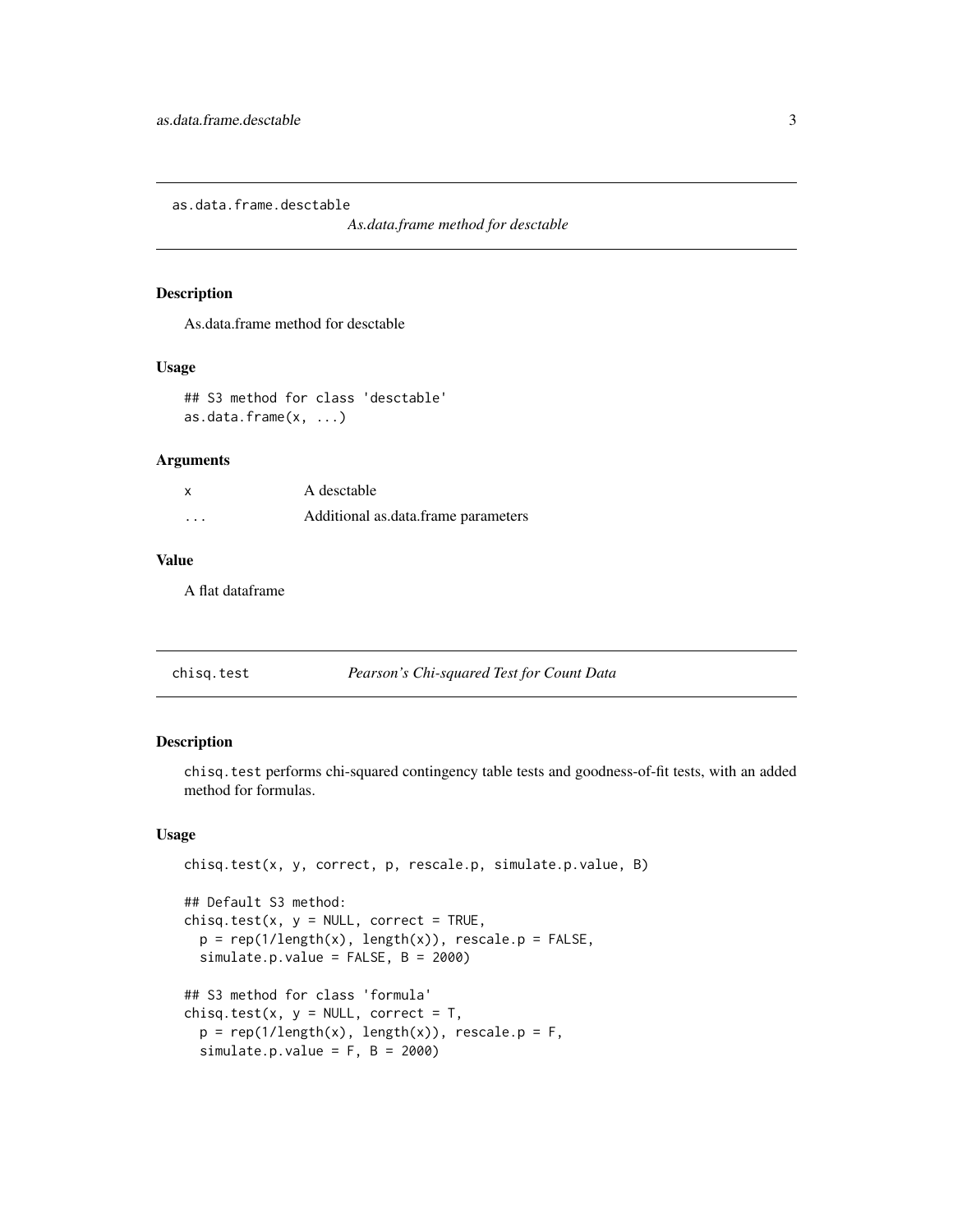## as.data.frame.desctable — *As.data.frame method for desctable*

### Description

As.data.frame method for desctable

### Usage

```
## S3 method for class 'desctable'
as.data.frame(x, ...)
```

### Arguments

| | |
|---|---|
| x | A desctable |
| ... | Additional as.data.frame parameters |

### Value

A flat dataframe

## chisq.test — *Pearson's Chi-squared Test for Count Data*

### Description

`chisq.test` performs chi-squared contingency table tests and goodness-of-fit tests, with an added method for formulas.

### Usage

```
chisq.test(x, y, correct, p, rescale.p, simulate.p.value, B)

## Default S3 method:
chisq.test(x, y = NULL, correct = TRUE,
  p = rep(1/length(x), length(x)), rescale.p = FALSE,
  simulate.p.value = FALSE, B = 2000)

## S3 method for class 'formula'
chisq.test(x, y = NULL, correct = T,
  p = rep(1/length(x), length(x)), rescale.p = F,
  simulate.p.value = F, B = 2000)
```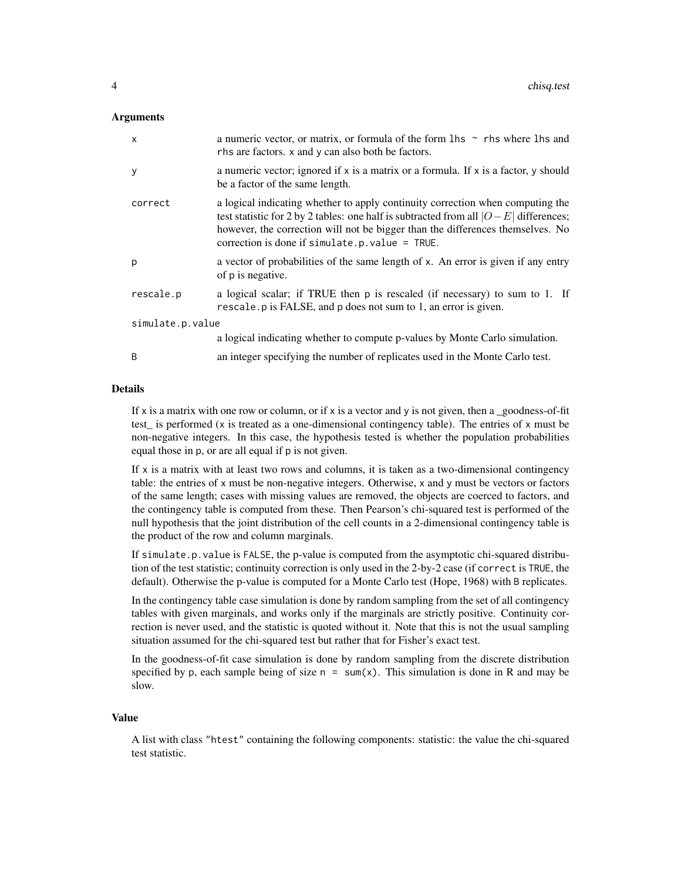## Arguments

| | |
|---|---|
| `x` | a numeric vector, or matrix, or formula of the form `lhs ~ rhs` where `lhs` and `rhs` are factors. `x` and `y` can also both be factors. |
| `y` | a numeric vector; ignored if `x` is a matrix or a formula. If `x` is a factor, `y` should be a factor of the same length. |
| `correct` | a logical indicating whether to apply continuity correction when computing the test statistic for 2 by 2 tables: one half is subtracted from all $|O - E|$ differences; however, the correction will not be bigger than the differences themselves. No correction is done if `simulate.p.value = TRUE`. |
| `p` | a vector of probabilities of the same length of `x`. An error is given if any entry of `p` is negative. |
| `rescale.p` | a logical scalar; if TRUE then `p` is rescaled (if necessary) to sum to 1. If `rescale.p` is FALSE, and `p` does not sum to 1, an error is given. |
| `simulate.p.value` | a logical indicating whether to compute p-values by Monte Carlo simulation. |
| `B` | an integer specifying the number of replicates used in the Monte Carlo test. |

## Details

If `x` is a matrix with one row or column, or if `x` is a vector and `y` is not given, then a _goodness-of-fit test_ is performed (`x` is treated as a one-dimensional contingency table). The entries of `x` must be non-negative integers. In this case, the hypothesis tested is whether the population probabilities equal those in `p`, or are all equal if `p` is not given.

If `x` is a matrix with at least two rows and columns, it is taken as a two-dimensional contingency table: the entries of `x` must be non-negative integers. Otherwise, `x` and `y` must be vectors or factors of the same length; cases with missing values are removed, the objects are coerced to factors, and the contingency table is computed from these. Then Pearson's chi-squared test is performed of the null hypothesis that the joint distribution of the cell counts in a 2-dimensional contingency table is the product of the row and column marginals.

If `simulate.p.value` is `FALSE`, the p-value is computed from the asymptotic chi-squared distribution of the test statistic; continuity correction is only used in the 2-by-2 case (if `correct` is `TRUE`, the default). Otherwise the p-value is computed for a Monte Carlo test (Hope, 1968) with `B` replicates.

In the contingency table case simulation is done by random sampling from the set of all contingency tables with given marginals, and works only if the marginals are strictly positive. Continuity correction is never used, and the statistic is quoted without it. Note that this is not the usual sampling situation assumed for the chi-squared test but rather that for Fisher's exact test.

In the goodness-of-fit case simulation is done by random sampling from the discrete distribution specified by `p`, each sample being of size `n = sum(x)`. This simulation is done in R and may be slow.

## Value

A list with class `"htest"` containing the following components: statistic: the value the chi-squared test statistic.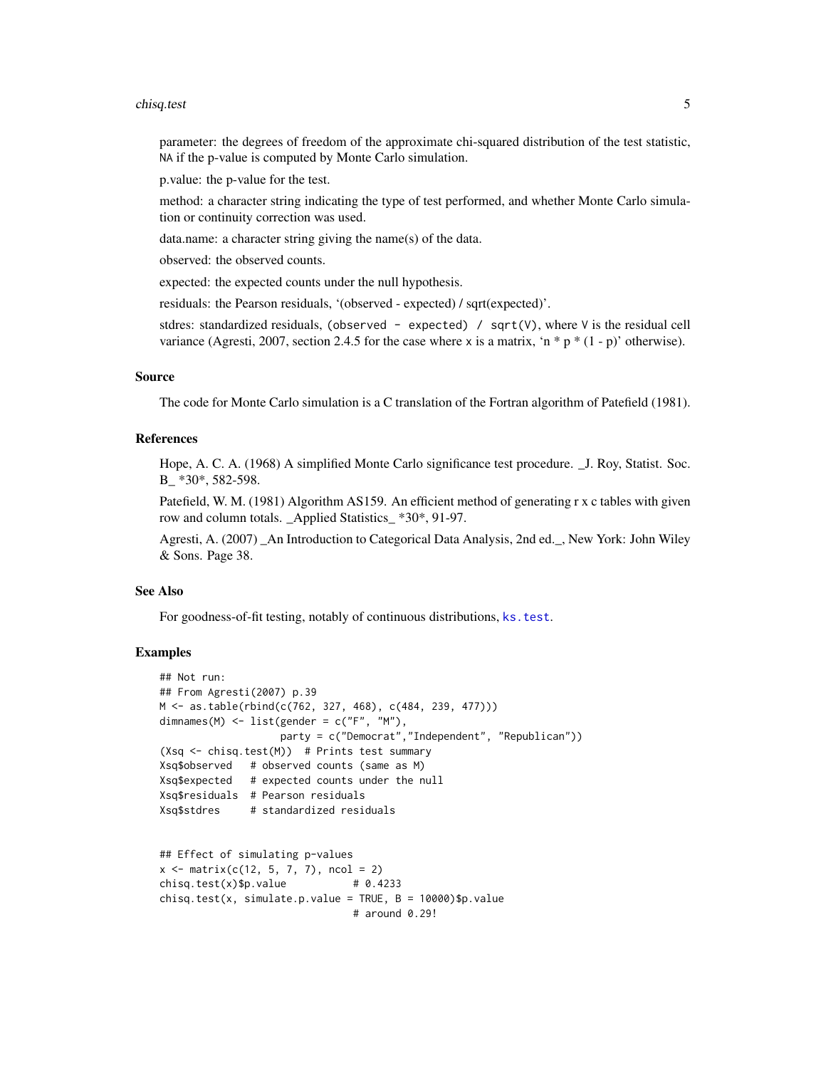parameter: the degrees of freedom of the approximate chi-squared distribution of the test statistic, NA if the p-value is computed by Monte Carlo simulation.

p.value: the p-value for the test.

method: a character string indicating the type of test performed, and whether Monte Carlo simulation or continuity correction was used.

data.name: a character string giving the name(s) of the data.

observed: the observed counts.

expected: the expected counts under the null hypothesis.

residuals: the Pearson residuals, '(observed - expected) / sqrt(expected)'.

stdres: standardized residuals, `(observed - expected) / sqrt(V)`, where `V` is the residual cell variance (Agresti, 2007, section 2.4.5 for the case where `x` is a matrix, 'n * p * (1 - p)' otherwise).

## Source

The code for Monte Carlo simulation is a C translation of the Fortran algorithm of Patefield (1981).

## References

Hope, A. C. A. (1968) A simplified Monte Carlo significance test procedure. _J. Roy, Statist. Soc. B_ *30*, 582-598.

Patefield, W. M. (1981) Algorithm AS159. An efficient method of generating r x c tables with given row and column totals. _Applied Statistics_ *30*, 91-97.

Agresti, A. (2007) _An Introduction to Categorical Data Analysis, 2nd ed._, New York: John Wiley & Sons. Page 38.

## See Also

For goodness-of-fit testing, notably of continuous distributions, `ks.test`.

## Examples

```
## Not run:
## From Agresti(2007) p.39
M <- as.table(rbind(c(762, 327, 468), c(484, 239, 477)))
dimnames(M) <- list(gender = c("F", "M"),
                    party = c("Democrat","Independent", "Republican"))
(Xsq <- chisq.test(M))  # Prints test summary
Xsq$observed   # observed counts (same as M)
Xsq$expected   # expected counts under the null
Xsq$residuals  # Pearson residuals
Xsq$stdres     # standardized residuals


## Effect of simulating p-values
x <- matrix(c(12, 5, 7, 7), ncol = 2)
chisq.test(x)$p.value           # 0.4233
chisq.test(x, simulate.p.value = TRUE, B = 10000)$p.value
                                # around 0.29!
```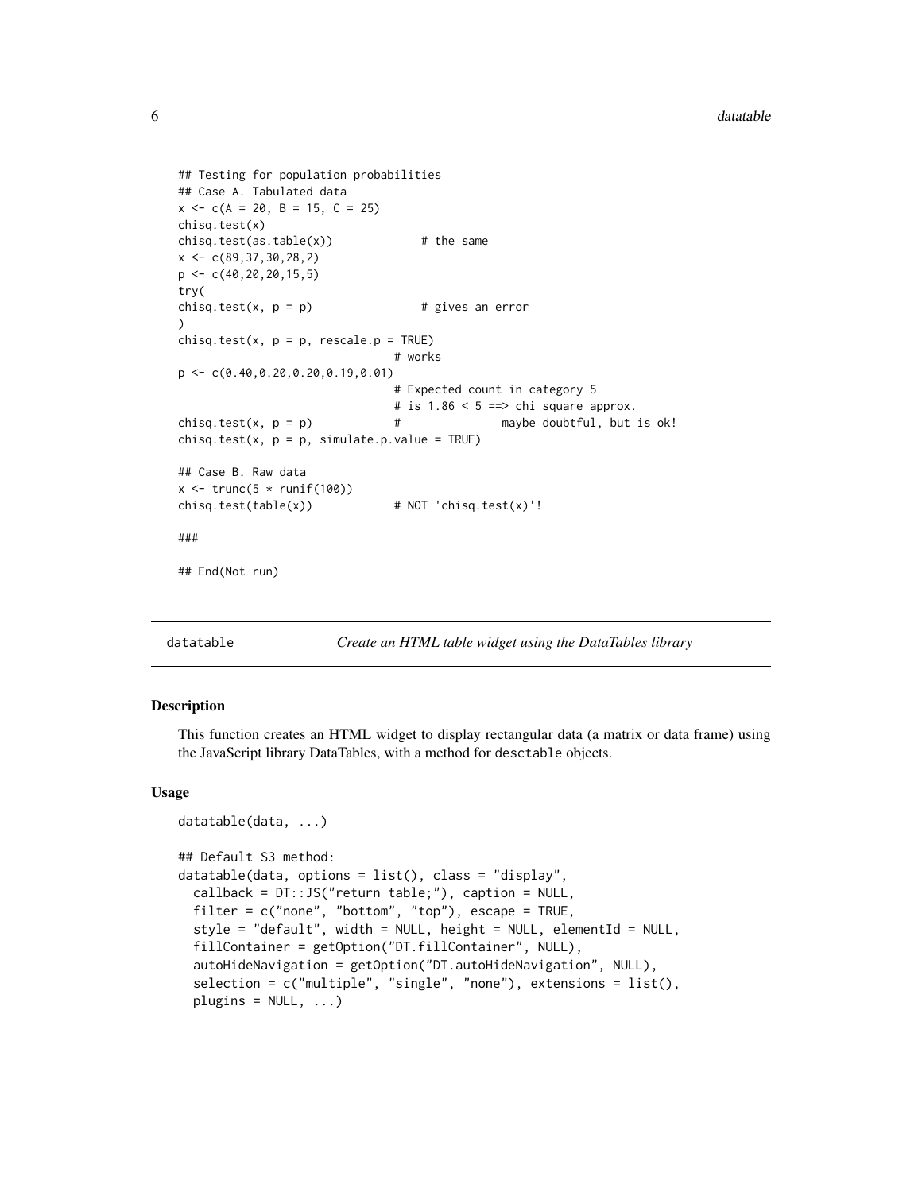```
## Testing for population probabilities
## Case A. Tabulated data
x <- c(A = 20, B = 15, C = 25)
chisq.test(x)
chisq.test(as.table(x))             # the same
x <- c(89,37,30,28,2)
p <- c(40,20,20,15,5)
try(
chisq.test(x, p = p)                # gives an error
)
chisq.test(x, p = p, rescale.p = TRUE)
                                # works
p <- c(0.40,0.20,0.20,0.19,0.01)
                                # Expected count in category 5
                                # is 1.86 < 5 ==> chi square approx.
chisq.test(x, p = p)            #               maybe doubtful, but is ok!
chisq.test(x, p = p, simulate.p.value = TRUE)

## Case B. Raw data
x <- trunc(5 * runif(100))
chisq.test(table(x))            # NOT 'chisq.test(x)'!

###

## End(Not run)
```

---

## datatable — *Create an HTML table widget using the DataTables library*

### Description

This function creates an HTML widget to display rectangular data (a matrix or data frame) using the JavaScript library DataTables, with a method for desctable objects.

### Usage

```
datatable(data, ...)

## Default S3 method:
datatable(data, options = list(), class = "display",
  callback = DT::JS("return table;"), caption = NULL,
  filter = c("none", "bottom", "top"), escape = TRUE,
  style = "default", width = NULL, height = NULL, elementId = NULL,
  fillContainer = getOption("DT.fillContainer", NULL),
  autoHideNavigation = getOption("DT.autoHideNavigation", NULL),
  selection = c("multiple", "single", "none"), extensions = list(),
  plugins = NULL, ...)
```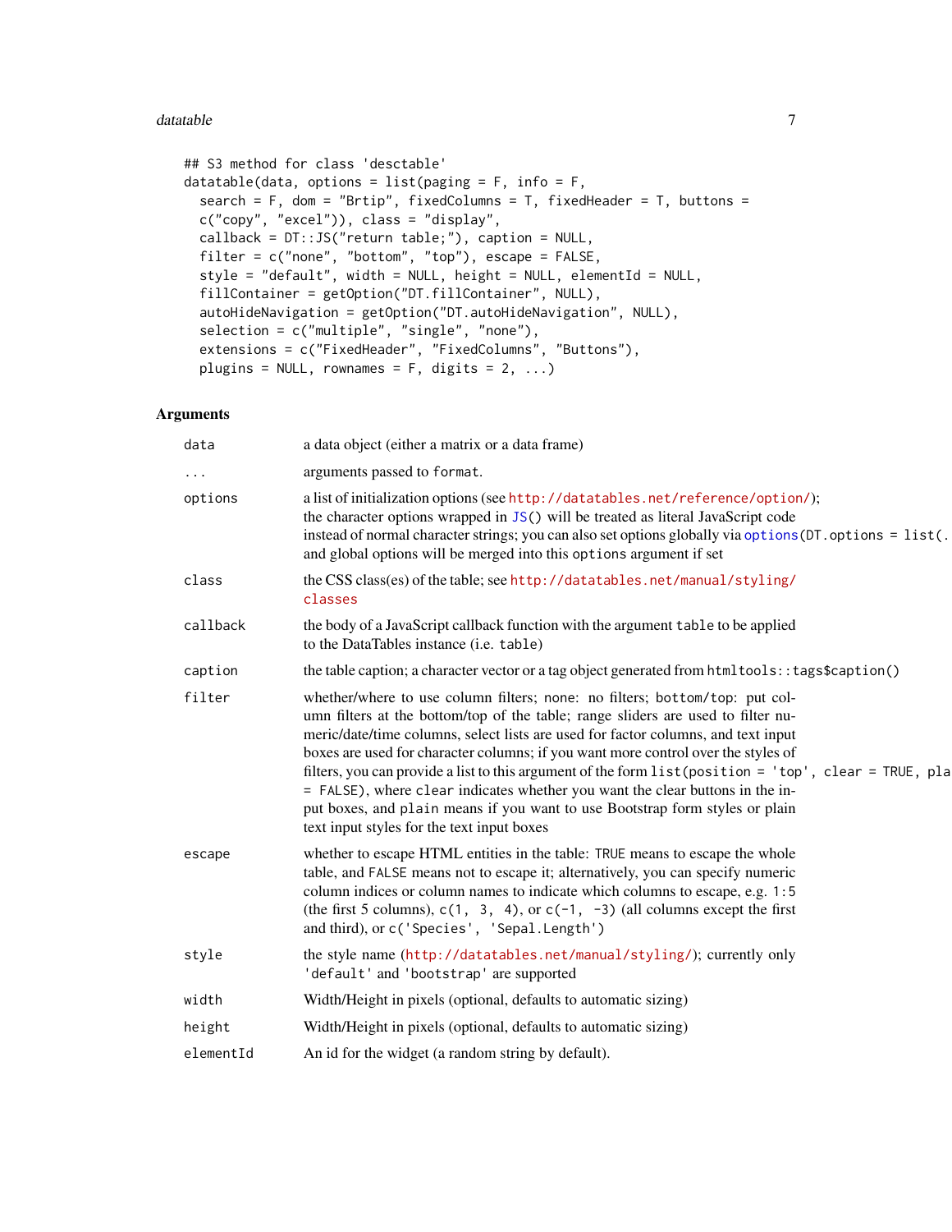```
## S3 method for class 'desctable'
datatable(data, options = list(paging = F, info = F,
  search = F, dom = "Brtip", fixedColumns = T, fixedHeader = T, buttons =
  c("copy", "excel")), class = "display",
  callback = DT::JS("return table;"), caption = NULL,
  filter = c("none", "bottom", "top"), escape = FALSE,
  style = "default", width = NULL, height = NULL, elementId = NULL,
  fillContainer = getOption("DT.fillContainer", NULL),
  autoHideNavigation = getOption("DT.autoHideNavigation", NULL),
  selection = c("multiple", "single", "none"),
  extensions = c("FixedHeader", "FixedColumns", "Buttons"),
  plugins = NULL, rownames = F, digits = 2, ...)
```

## Arguments

| | |
|---|---|
| `data` | a data object (either a matrix or a data frame) |
| `...` | arguments passed to `format`. |
| `options` | a list of initialization options (see http://datatables.net/reference/option/); the character options wrapped in `JS()` will be treated as literal JavaScript code instead of normal character strings; you can also set options globally via `options(DT.options = list(.` and global options will be merged into this `options` argument if set |
| `class` | the CSS class(es) of the table; see http://datatables.net/manual/styling/classes |
| `callback` | the body of a JavaScript callback function with the argument `table` to be applied to the DataTables instance (i.e. `table`) |
| `caption` | the table caption; a character vector or a tag object generated from `htmltools::tags$caption()` |
| `filter` | whether/where to use column filters; `none`: no filters; `bottom/top`: put column filters at the bottom/top of the table; range sliders are used to filter numeric/date/time columns, select lists are used for factor columns, and text input boxes are used for character columns; if you want more control over the styles of filters, you can provide a list to this argument of the form `list(position = 'top', clear = TRUE, pla = FALSE)`, where `clear` indicates whether you want the clear buttons in the input boxes, and `plain` means if you want to use Bootstrap form styles or plain text input styles for the text input boxes |
| `escape` | whether to escape HTML entities in the table: `TRUE` means to escape the whole table, and `FALSE` means not to escape it; alternatively, you can specify numeric column indices or column names to indicate which columns to escape, e.g. `1:5` (the first 5 columns), `c(1, 3, 4)`, or `c(-1, -3)` (all columns except the first and third), or `c('Species', 'Sepal.Length')` |
| `style` | the style name (http://datatables.net/manual/styling/); currently only `'default'` and `'bootstrap'` are supported |
| `width` | Width/Height in pixels (optional, defaults to automatic sizing) |
| `height` | Width/Height in pixels (optional, defaults to automatic sizing) |
| `elementId` | An id for the widget (a random string by default). |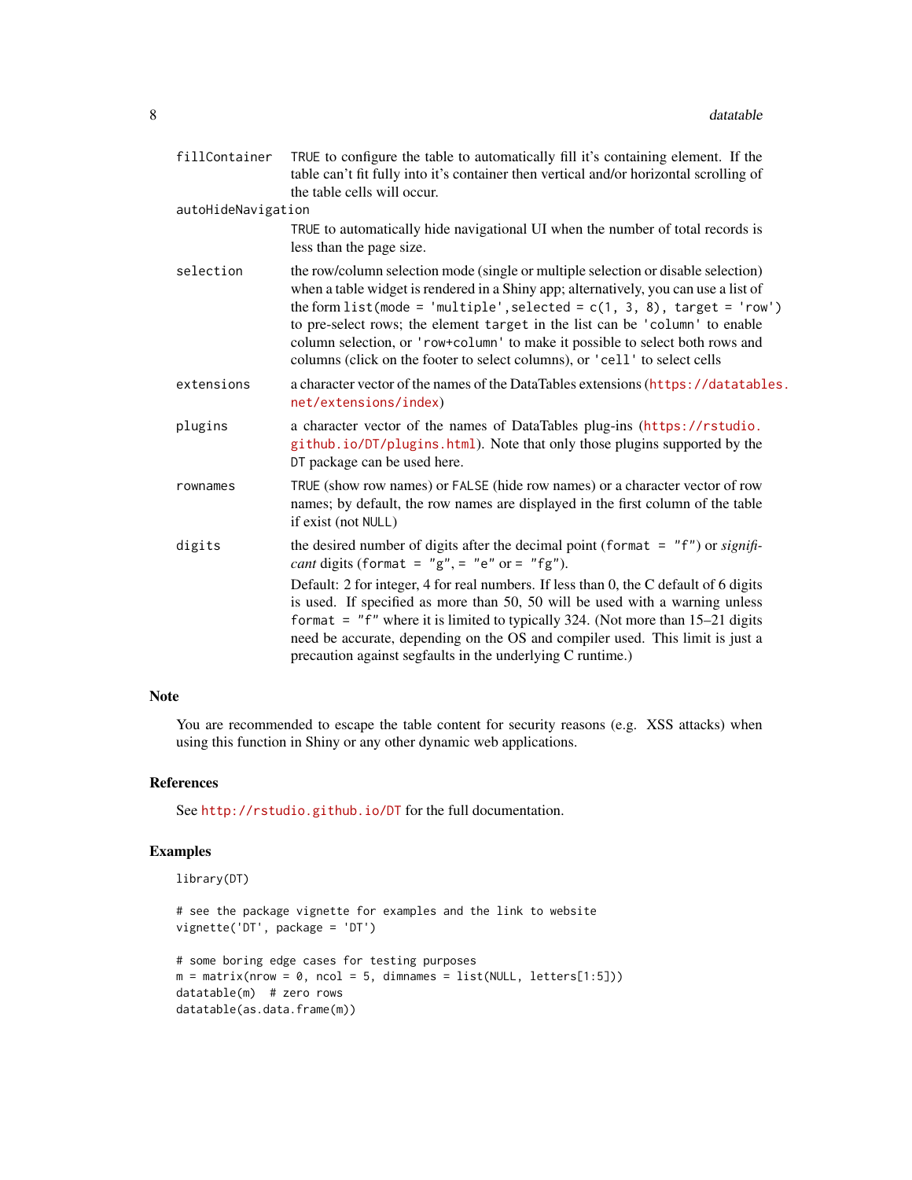`fillContainer`
: `TRUE` to configure the table to automatically fill it's containing element. If the table can't fit fully into it's container then vertical and/or horizontal scrolling of the table cells will occur.

`autoHideNavigation`
: `TRUE` to automatically hide navigational UI when the number of total records is less than the page size.

`selection`
: the row/column selection mode (single or multiple selection or disable selection) when a table widget is rendered in a Shiny app; alternatively, you can use a list of the form `list(mode = 'multiple',selected = c(1, 3, 8), target = 'row')` to pre-select rows; the element `target` in the list can be `'column'` to enable column selection, or `'row+column'` to make it possible to select both rows and columns (click on the footer to select columns), or `'cell'` to select cells

`extensions`
: a character vector of the names of the DataTables extensions (https://datatables.net/extensions/index)

`plugins`
: a character vector of the names of DataTables plug-ins (https://rstudio.github.io/DT/plugins.html). Note that only those plugins supported by the `DT` package can be used here.

`rownames`
: `TRUE` (show row names) or `FALSE` (hide row names) or a character vector of row names; by default, the row names are displayed in the first column of the table if exist (not `NULL`)

`digits`
: the desired number of digits after the decimal point (`format = "f"`) or *significant* digits (`format = "g"`, `= "e"` or `= "fg"`).

  Default: 2 for integer, 4 for real numbers. If less than 0, the C default of 6 digits is used. If specified as more than 50, 50 will be used with a warning unless `format = "f"` where it is limited to typically 324. (Not more than 15–21 digits need be accurate, depending on the OS and compiler used. This limit is just a precaution against segfaults in the underlying C runtime.)

## Note

You are recommended to escape the table content for security reasons (e.g. XSS attacks) when using this function in Shiny or any other dynamic web applications.

## References

See http://rstudio.github.io/DT for the full documentation.

## Examples

```
library(DT)

# see the package vignette for examples and the link to website
vignette('DT', package = 'DT')

# some boring edge cases for testing purposes
m = matrix(nrow = 0, ncol = 5, dimnames = list(NULL, letters[1:5]))
datatable(m)  # zero rows
datatable(as.data.frame(m))
```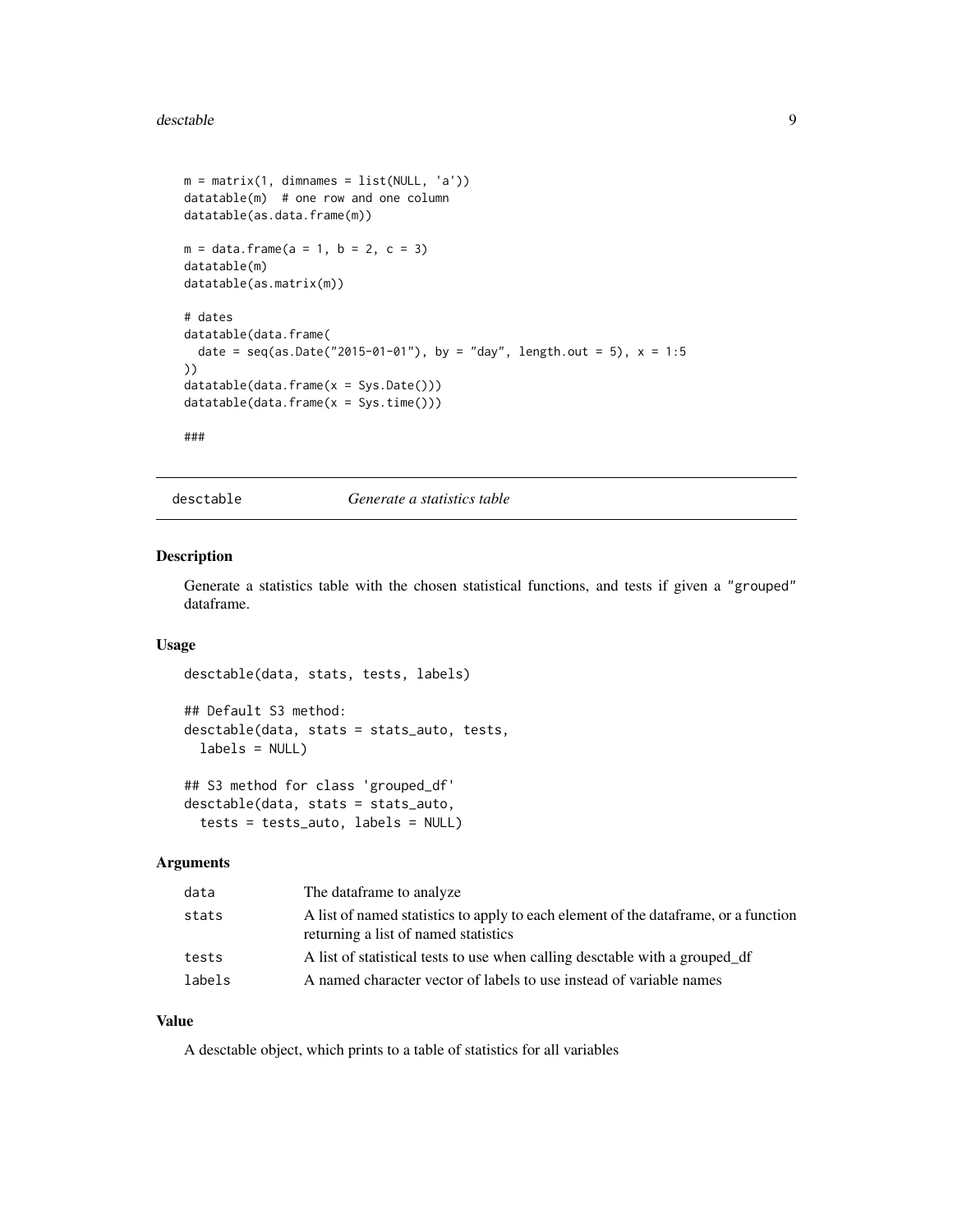```
m = matrix(1, dimnames = list(NULL, 'a'))
datatable(m)  # one row and one column
datatable(as.data.frame(m))

m = data.frame(a = 1, b = 2, c = 3)
datatable(m)
datatable(as.matrix(m))

# dates
datatable(data.frame(
  date = seq(as.Date("2015-01-01"), by = "day", length.out = 5), x = 1:5
))
datatable(data.frame(x = Sys.Date()))
datatable(data.frame(x = Sys.time()))

###
```

---

# desctable — *Generate a statistics table*

---

## Description

Generate a statistics table with the chosen statistical functions, and tests if given a "grouped" dataframe.

## Usage

```
desctable(data, stats, tests, labels)

## Default S3 method:
desctable(data, stats = stats_auto, tests,
  labels = NULL)

## S3 method for class 'grouped_df'
desctable(data, stats = stats_auto,
  tests = tests_auto, labels = NULL)
```

## Arguments

| | |
|---|---|
| `data` | The dataframe to analyze |
| `stats` | A list of named statistics to apply to each element of the dataframe, or a function returning a list of named statistics |
| `tests` | A list of statistical tests to use when calling desctable with a grouped_df |
| `labels` | A named character vector of labels to use instead of variable names |

## Value

A desctable object, which prints to a table of statistics for all variables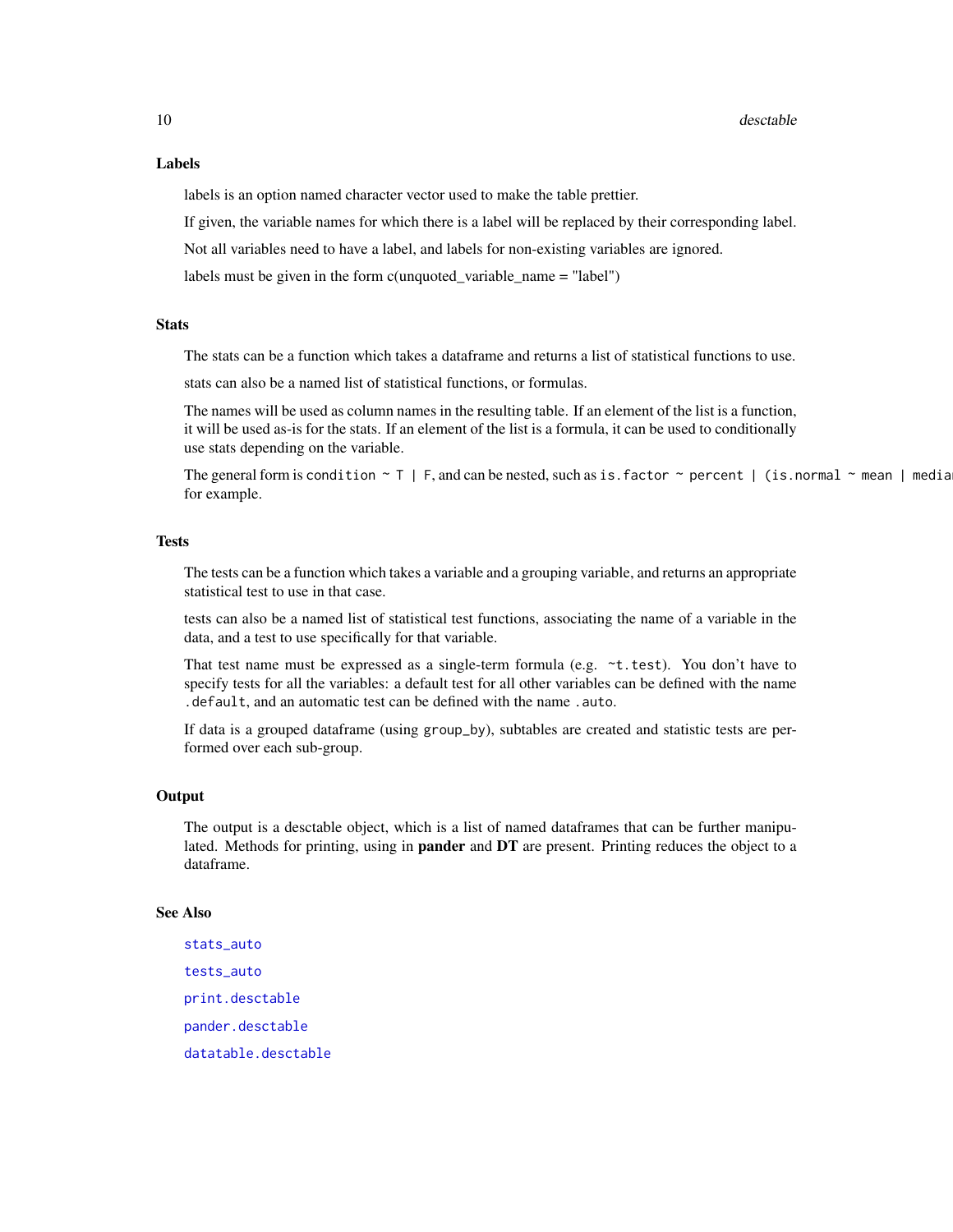### Labels

labels is an option named character vector used to make the table prettier.

If given, the variable names for which there is a label will be replaced by their corresponding label.

Not all variables need to have a label, and labels for non-existing variables are ignored.

labels must be given in the form c(unquoted_variable_name = "label")

### Stats

The stats can be a function which takes a dataframe and returns a list of statistical functions to use.

stats can also be a named list of statistical functions, or formulas.

The names will be used as column names in the resulting table. If an element of the list is a function, it will be used as-is for the stats. If an element of the list is a formula, it can be used to conditionally use stats depending on the variable.

The general form is `condition ~ T | F`, and can be nested, such as `is.factor ~ percent | (is.normal ~ mean | median` for example.

### Tests

The tests can be a function which takes a variable and a grouping variable, and returns an appropriate statistical test to use in that case.

tests can also be a named list of statistical test functions, associating the name of a variable in the data, and a test to use specifically for that variable.

That test name must be expressed as a single-term formula (e.g. `~t.test`). You don't have to specify tests for all the variables: a default test for all other variables can be defined with the name `.default`, and an automatic test can be defined with the name `.auto`.

If data is a grouped dataframe (using `group_by`), subtables are created and statistic tests are performed over each sub-group.

### Output

The output is a desctable object, which is a list of named dataframes that can be further manipulated. Methods for printing, using in **pander** and **DT** are present. Printing reduces the object to a dataframe.

### See Also

`stats_auto`

`tests_auto`

`print.desctable`

`pander.desctable`

`datatable.desctable`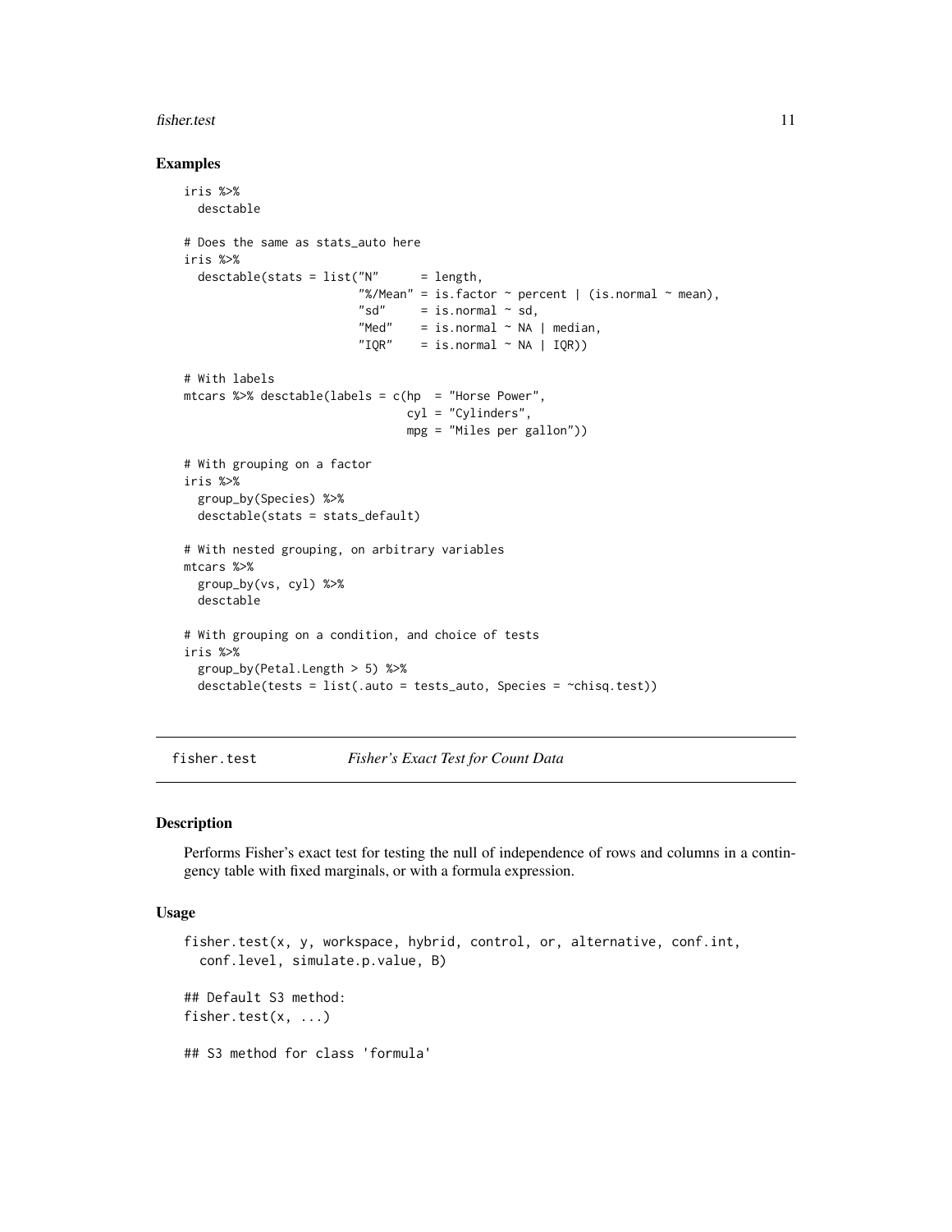## Examples

```
iris %>%
  desctable

# Does the same as stats_auto here
iris %>%
  desctable(stats = list("N"      = length,
                         "%/Mean" = is.factor ~ percent | (is.normal ~ mean),
                         "sd"     = is.normal ~ sd,
                         "Med"    = is.normal ~ NA | median,
                         "IQR"    = is.normal ~ NA | IQR))

# With labels
mtcars %>% desctable(labels = c(hp  = "Horse Power",
                                cyl = "Cylinders",
                                mpg = "Miles per gallon"))

# With grouping on a factor
iris %>%
  group_by(Species) %>%
  desctable(stats = stats_default)

# With nested grouping, on arbitrary variables
mtcars %>%
  group_by(vs, cyl) %>%
  desctable

# With grouping on a condition, and choice of tests
iris %>%
  group_by(Petal.Length > 5) %>%
  desctable(tests = list(.auto = tests_auto, Species = ~chisq.test))
```

---

# fisher.test — *Fisher's Exact Test for Count Data*

## Description

Performs Fisher's exact test for testing the null of independence of rows and columns in a contingency table with fixed marginals, or with a formula expression.

## Usage

```
fisher.test(x, y, workspace, hybrid, control, or, alternative, conf.int,
  conf.level, simulate.p.value, B)

## Default S3 method:
fisher.test(x, ...)

## S3 method for class 'formula'
```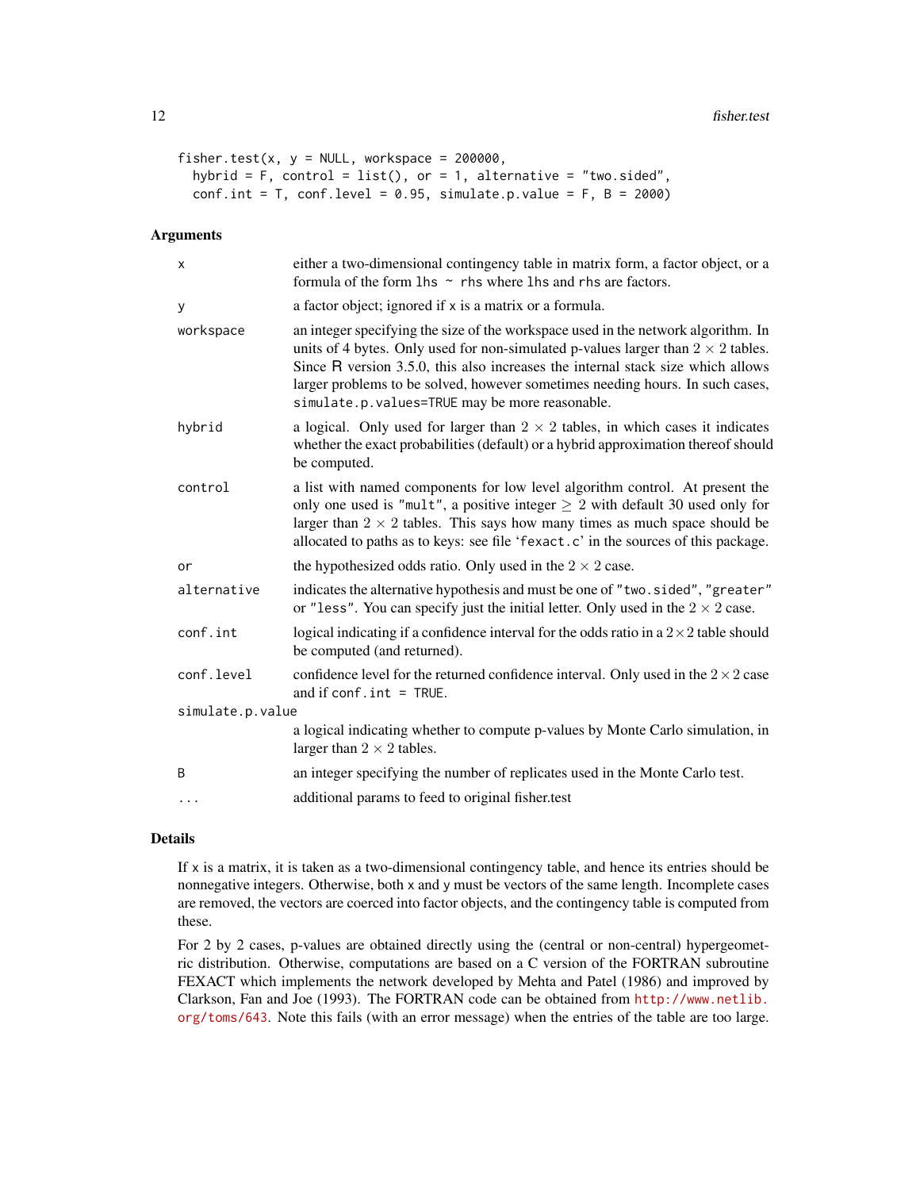```
fisher.test(x, y = NULL, workspace = 200000,
  hybrid = F, control = list(), or = 1, alternative = "two.sided",
  conf.int = T, conf.level = 0.95, simulate.p.value = F, B = 2000)
```

## Arguments

`x` — either a two-dimensional contingency table in matrix form, a factor object, or a formula of the form `lhs ~ rhs` where `lhs` and `rhs` are factors.

`y` — a factor object; ignored if `x` is a matrix or a formula.

`workspace` — an integer specifying the size of the workspace used in the network algorithm. In units of 4 bytes. Only used for non-simulated p-values larger than $2 \times 2$ tables. Since R version 3.5.0, this also increases the internal stack size which allows larger problems to be solved, however sometimes needing hours. In such cases, `simulate.p.values=TRUE` may be more reasonable.

`hybrid` — a logical. Only used for larger than $2 \times 2$ tables, in which cases it indicates whether the exact probabilities (default) or a hybrid approximation thereof should be computed.

`control` — a list with named components for low level algorithm control. At present the only one used is `"mult"`, a positive integer $\geq 2$ with default 30 used only for larger than $2 \times 2$ tables. This says how many times as much space should be allocated to paths as to keys: see file '`fexact.c`' in the sources of this package.

`or` — the hypothesized odds ratio. Only used in the $2 \times 2$ case.

`alternative` — indicates the alternative hypothesis and must be one of `"two.sided"`, `"greater"` or `"less"`. You can specify just the initial letter. Only used in the $2 \times 2$ case.

`conf.int` — logical indicating if a confidence interval for the odds ratio in a $2 \times 2$ table should be computed (and returned).

`conf.level` — confidence level for the returned confidence interval. Only used in the $2 \times 2$ case and if `conf.int = TRUE`.

`simulate.p.value` — a logical indicating whether to compute p-values by Monte Carlo simulation, in larger than $2 \times 2$ tables.

`B` — an integer specifying the number of replicates used in the Monte Carlo test.

`...` — additional params to feed to original fisher.test

## Details

If `x` is a matrix, it is taken as a two-dimensional contingency table, and hence its entries should be nonnegative integers. Otherwise, both `x` and `y` must be vectors of the same length. Incomplete cases are removed, the vectors are coerced into factor objects, and the contingency table is computed from these.

For 2 by 2 cases, p-values are obtained directly using the (central or non-central) hypergeometric distribution. Otherwise, computations are based on a C version of the FORTRAN subroutine FEXACT which implements the network developed by Mehta and Patel (1986) and improved by Clarkson, Fan and Joe (1993). The FORTRAN code can be obtained from http://www.netlib.org/toms/643. Note this fails (with an error message) when the entries of the table are too large.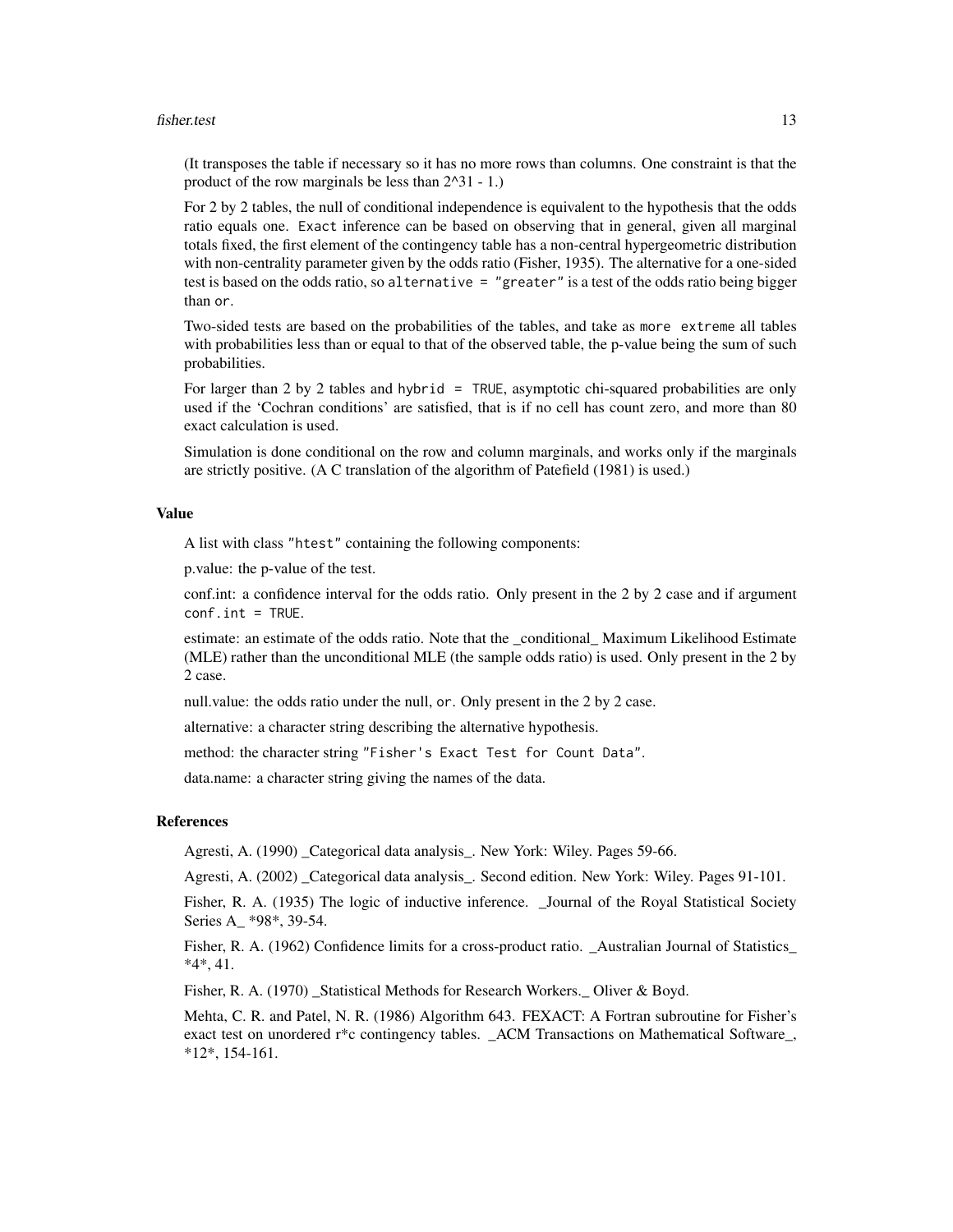(It transposes the table if necessary so it has no more rows than columns. One constraint is that the product of the row marginals be less than 2^31 - 1.)

For 2 by 2 tables, the null of conditional independence is equivalent to the hypothesis that the odds ratio equals one. `Exact` inference can be based on observing that in general, given all marginal totals fixed, the first element of the contingency table has a non-central hypergeometric distribution with non-centrality parameter given by the odds ratio (Fisher, 1935). The alternative for a one-sided test is based on the odds ratio, so `alternative = "greater"` is a test of the odds ratio being bigger than `or`.

Two-sided tests are based on the probabilities of the tables, and take as `more extreme` all tables with probabilities less than or equal to that of the observed table, the p-value being the sum of such probabilities.

For larger than 2 by 2 tables and `hybrid = TRUE`, asymptotic chi-squared probabilities are only used if the 'Cochran conditions' are satisfied, that is if no cell has count zero, and more than 80 exact calculation is used.

Simulation is done conditional on the row and column marginals, and works only if the marginals are strictly positive. (A C translation of the algorithm of Patefield (1981) is used.)

## Value

A list with class `"htest"` containing the following components:

p.value: the p-value of the test.

conf.int: a confidence interval for the odds ratio. Only present in the 2 by 2 case and if argument `conf.int = TRUE`.

estimate: an estimate of the odds ratio. Note that the _conditional_ Maximum Likelihood Estimate (MLE) rather than the unconditional MLE (the sample odds ratio) is used. Only present in the 2 by 2 case.

null.value: the odds ratio under the null, `or`. Only present in the 2 by 2 case.

alternative: a character string describing the alternative hypothesis.

method: the character string `"Fisher's Exact Test for Count Data"`.

data.name: a character string giving the names of the data.

## References

Agresti, A. (1990) _Categorical data analysis_. New York: Wiley. Pages 59-66.

Agresti, A. (2002) _Categorical data analysis_. Second edition. New York: Wiley. Pages 91-101.

Fisher, R. A. (1935) The logic of inductive inference. _Journal of the Royal Statistical Society Series A_ *98*, 39-54.

Fisher, R. A. (1962) Confidence limits for a cross-product ratio. _Australian Journal of Statistics_ *4*, 41.

Fisher, R. A. (1970) _Statistical Methods for Research Workers._ Oliver & Boyd.

Mehta, C. R. and Patel, N. R. (1986) Algorithm 643. FEXACT: A Fortran subroutine for Fisher's exact test on unordered r*c contingency tables. _ACM Transactions on Mathematical Software_, *12*, 154-161.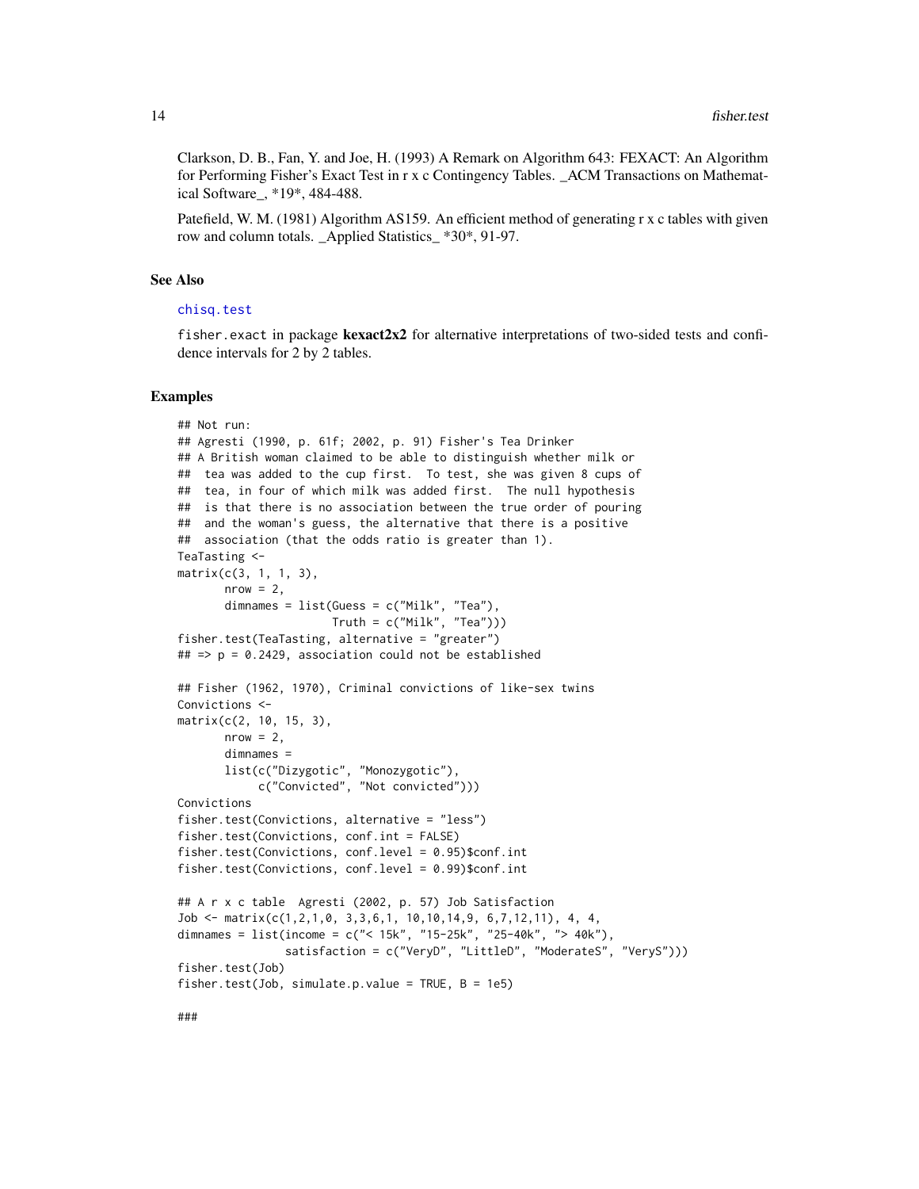Clarkson, D. B., Fan, Y. and Joe, H. (1993) A Remark on Algorithm 643: FEXACT: An Algorithm for Performing Fisher's Exact Test in r x c Contingency Tables. _ACM Transactions on Mathematical Software_, *19*, 484-488.

Patefield, W. M. (1981) Algorithm AS159. An efficient method of generating r x c tables with given row and column totals. _Applied Statistics_ *30*, 91-97.

## See Also

chisq.test

fisher.exact in package **kexact2x2** for alternative interpretations of two-sided tests and confidence intervals for 2 by 2 tables.

## Examples

```
## Not run:
## Agresti (1990, p. 61f; 2002, p. 91) Fisher's Tea Drinker
## A British woman claimed to be able to distinguish whether milk or
##  tea was added to the cup first.  To test, she was given 8 cups of
##  tea, in four of which milk was added first.  The null hypothesis
##  is that there is no association between the true order of pouring
##  and the woman's guess, the alternative that there is a positive
##  association (that the odds ratio is greater than 1).
TeaTasting <-
matrix(c(3, 1, 1, 3),
       nrow = 2,
       dimnames = list(Guess = c("Milk", "Tea"),
                       Truth = c("Milk", "Tea")))
fisher.test(TeaTasting, alternative = "greater")
## => p = 0.2429, association could not be established

## Fisher (1962, 1970), Criminal convictions of like-sex twins
Convictions <-
matrix(c(2, 10, 15, 3),
       nrow = 2,
       dimnames =
       list(c("Dizygotic", "Monozygotic"),
            c("Convicted", "Not convicted")))
Convictions
fisher.test(Convictions, alternative = "less")
fisher.test(Convictions, conf.int = FALSE)
fisher.test(Convictions, conf.level = 0.95)$conf.int
fisher.test(Convictions, conf.level = 0.99)$conf.int

## A r x c table  Agresti (2002, p. 57) Job Satisfaction
Job <- matrix(c(1,2,1,0, 3,3,6,1, 10,10,14,9, 6,7,12,11), 4, 4,
dimnames = list(income = c("< 15k", "15-25k", "25-40k", "> 40k"),
                satisfaction = c("VeryD", "LittleD", "ModerateS", "VeryS")))
fisher.test(Job)
fisher.test(Job, simulate.p.value = TRUE, B = 1e5)

###
```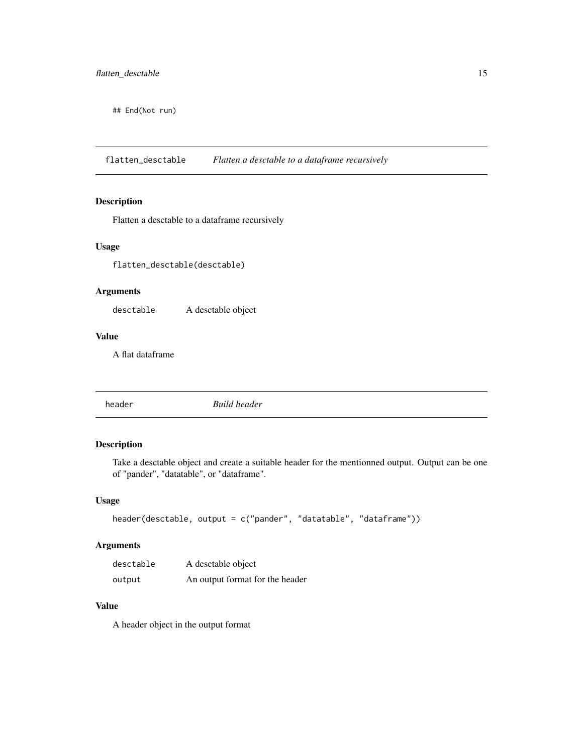```
## End(Not run)
```

## flatten_desctable — *Flatten a desctable to a dataframe recursively*

### Description

Flatten a desctable to a dataframe recursively

### Usage

```
flatten_desctable(desctable)
```

### Arguments

| | |
|---|---|
| desctable | A desctable object |

### Value

A flat dataframe

## header — *Build header*

### Description

Take a desctable object and create a suitable header for the mentionned output. Output can be one of "pander", "datatable", or "dataframe".

### Usage

```
header(desctable, output = c("pander", "datatable", "dataframe"))
```

### Arguments

| | |
|---|---|
| desctable | A desctable object |
| output | An output format for the header |

### Value

A header object in the output format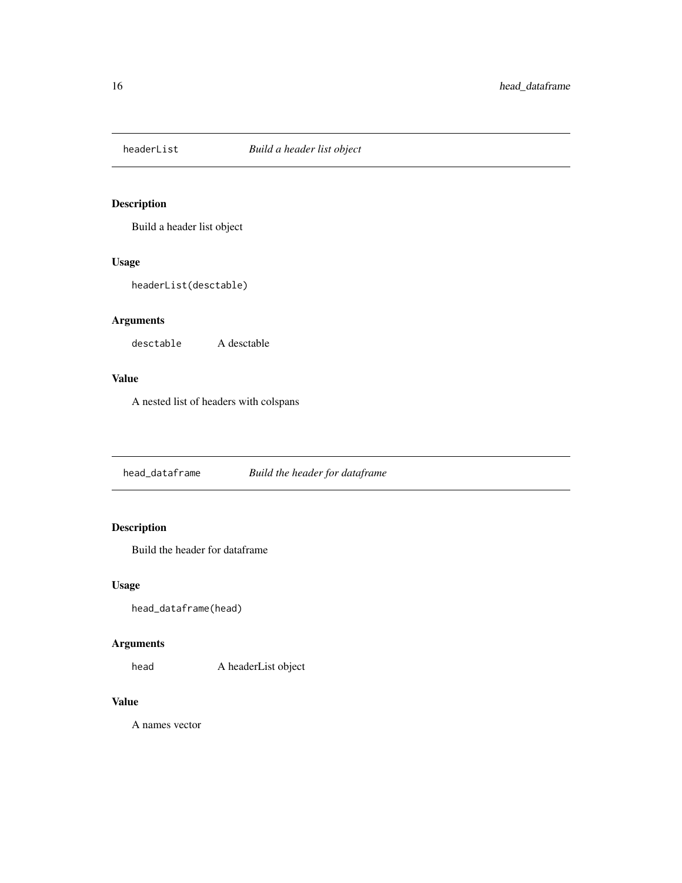## headerList — *Build a header list object*

### Description

Build a header list object

### Usage

```
headerList(desctable)
```

### Arguments

| | |
|---|---|
| `desctable` | A desctable |

### Value

A nested list of headers with colspans

## head_dataframe — *Build the header for dataframe*

### Description

Build the header for dataframe

### Usage

```
head_dataframe(head)
```

### Arguments

| | |
|---|---|
| `head` | A headerList object |

### Value

A names vector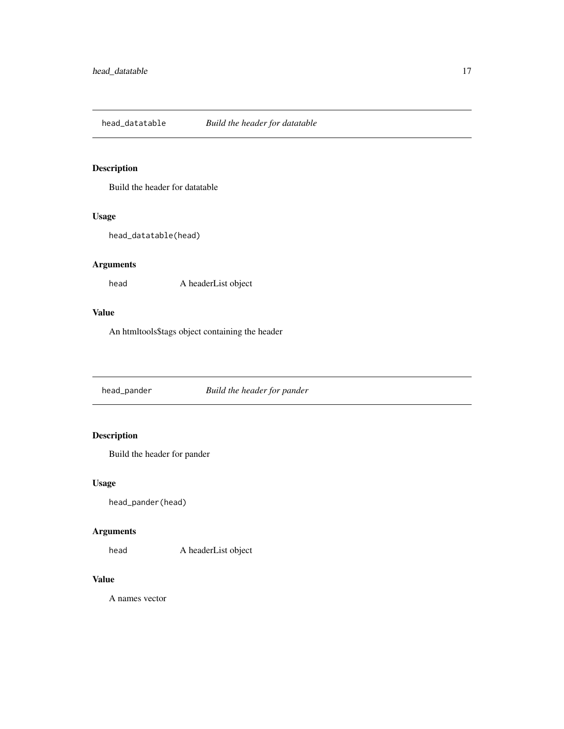## head_datatable *Build the header for datatable*

### Description

Build the header for datatable

### Usage

```
head_datatable(head)
```

### Arguments

| | |
|---|---|
| head | A headerList object |

### Value

An htmltools$tags object containing the header

## head_pander *Build the header for pander*

### Description

Build the header for pander

### Usage

```
head_pander(head)
```

### Arguments

| | |
|---|---|
| head | A headerList object |

### Value

A names vector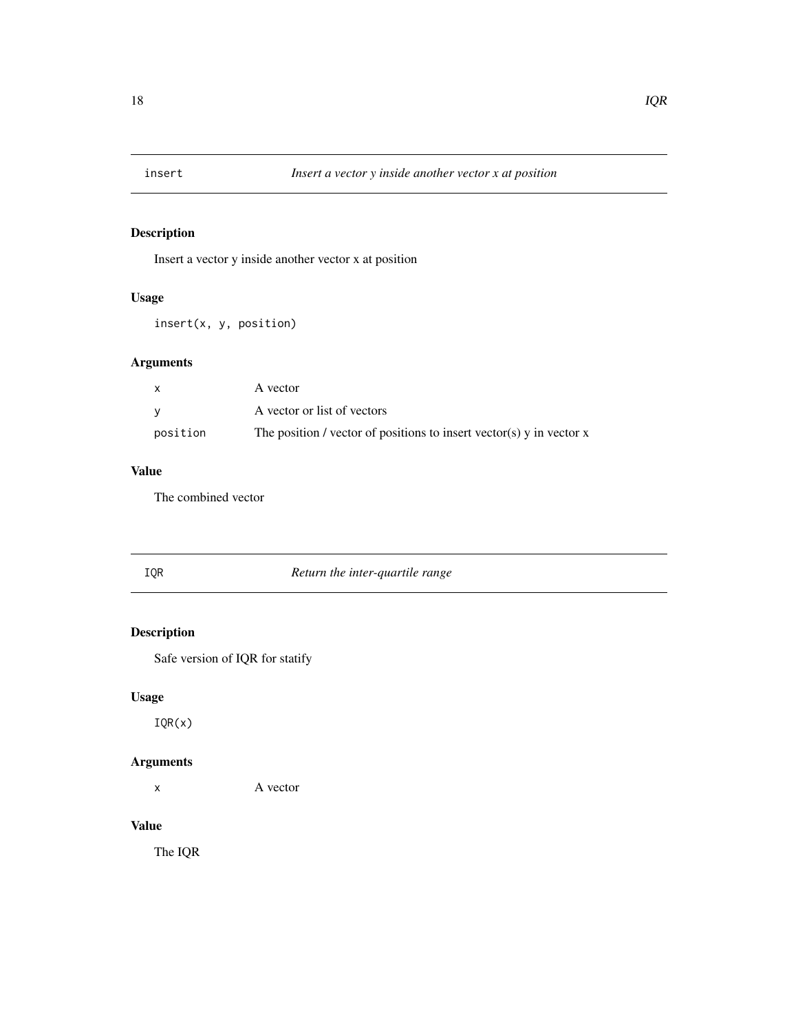## insert — *Insert a vector y inside another vector x at position*

### Description

Insert a vector y inside another vector x at position

### Usage

```
insert(x, y, position)
```

### Arguments

| | |
|---|---|
| `x` | A vector |
| `y` | A vector or list of vectors |
| `position` | The position / vector of positions to insert vector(s) y in vector x |

### Value

The combined vector

## IQR — *Return the inter-quartile range*

### Description

Safe version of IQR for statify

### Usage

```
IQR(x)
```

### Arguments

| | |
|---|---|
| `x` | A vector |

### Value

The IQR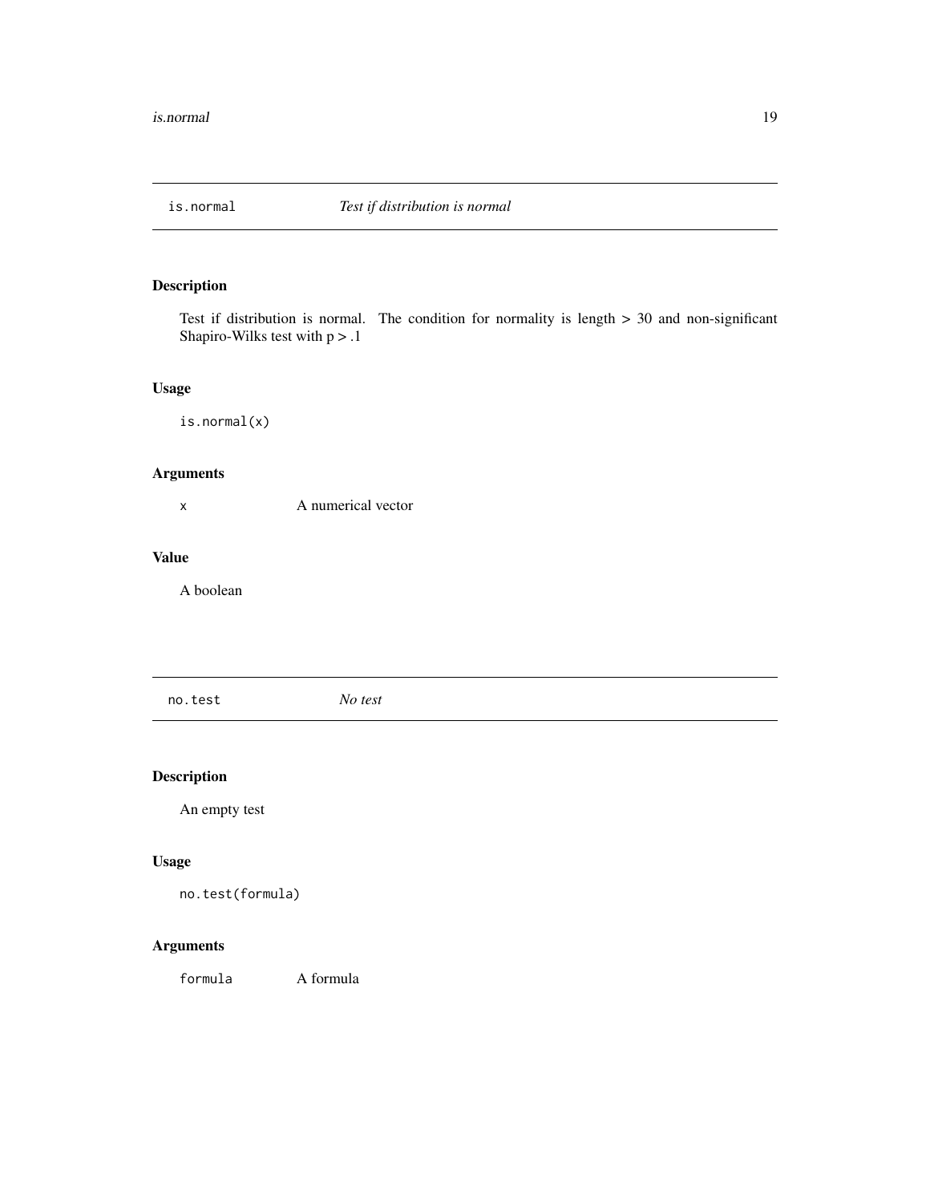## is.normal — *Test if distribution is normal*

### Description

Test if distribution is normal. The condition for normality is length > 30 and non-significant Shapiro-Wilks test with $p > .1$

### Usage

```
is.normal(x)
```

### Arguments

| | |
|---|---|
| `x` | A numerical vector |

### Value

A boolean

## no.test — *No test*

### Description

An empty test

### Usage

```
no.test(formula)
```

### Arguments

| | |
|---|---|
| `formula` | A formula |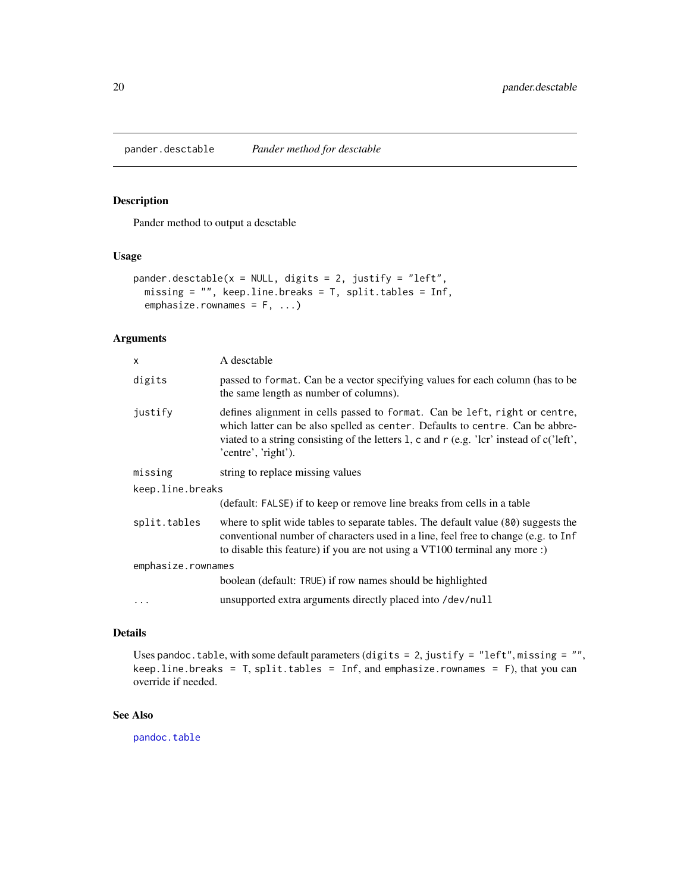# pander.desctable *Pander method for desctable*

## Description

Pander method to output a desctable

## Usage

```
pander.desctable(x = NULL, digits = 2, justify = "left",
  missing = "", keep.line.breaks = T, split.tables = Inf,
  emphasize.rownames = F, ...)
```

## Arguments

| | |
|---|---|
| `x` | A desctable |
| `digits` | passed to `format`. Can be a vector specifying values for each column (has to be the same length as number of columns). |
| `justify` | defines alignment in cells passed to `format`. Can be `left`, `right` or `centre`, which latter can be also spelled as `center`. Defaults to `centre`. Can be abbreviated to a string consisting of the letters `l`, `c` and `r` (e.g. 'lcr' instead of c('left', 'centre', 'right'). |
| `missing` | string to replace missing values |
| `keep.line.breaks` | (default: `FALSE`) if to keep or remove line breaks from cells in a table |
| `split.tables` | where to split wide tables to separate tables. The default value (`80`) suggests the conventional number of characters used in a line, feel free to change (e.g. to `Inf` to disable this feature) if you are not using a VT100 terminal any more :) |
| `emphasize.rownames` | boolean (default: `TRUE`) if row names should be highlighted |
| `...` | unsupported extra arguments directly placed into `/dev/null` |

## Details

Uses `pandoc.table`, with some default parameters (`digits = 2`, `justify = "left"`, `missing = ""`, `keep.line.breaks = T`, `split.tables = Inf`, and `emphasize.rownames = F`), that you can override if needed.

## See Also

`pandoc.table`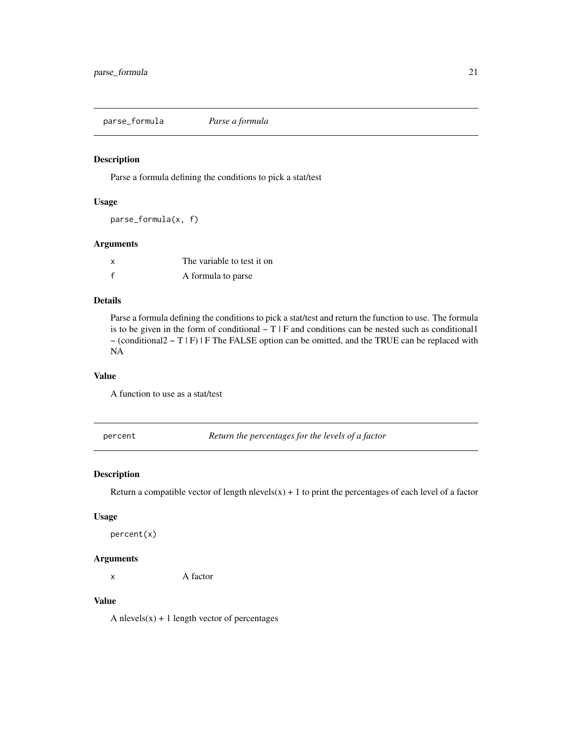## parse_formula *Parse a formula*

### Description

Parse a formula defining the conditions to pick a stat/test

### Usage

```
parse_formula(x, f)
```

### Arguments

| | |
|---|---|
| x | The variable to test it on |
| f | A formula to parse |

### Details

Parse a formula defining the conditions to pick a stat/test and return the function to use. The formula is to be given in the form of conditional ~ T | F and conditions can be nested such as conditional1 ~ (conditional2 ~ T | F) | F The FALSE option can be omitted, and the TRUE can be replaced with NA

### Value

A function to use as a stat/test

## percent *Return the percentages for the levels of a factor*

### Description

Return a compatible vector of length nlevels(x) + 1 to print the percentages of each level of a factor

### Usage

```
percent(x)
```

### Arguments

| | |
|---|---|
| x | A factor |

### Value

A nlevels(x) + 1 length vector of percentages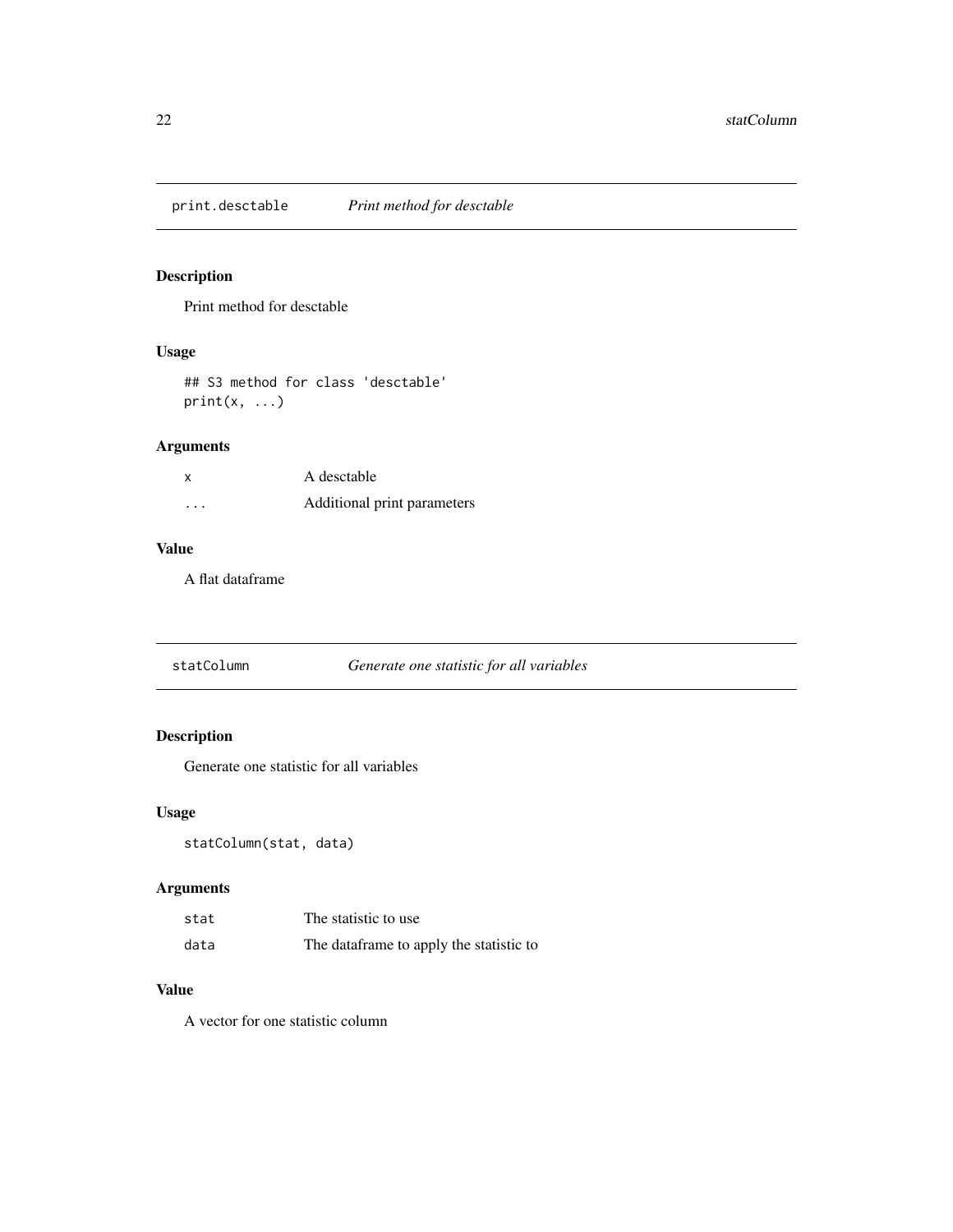## print.desctable — *Print method for desctable*

### Description

Print method for desctable

### Usage

```
## S3 method for class 'desctable'
print(x, ...)
```

### Arguments

| | |
|---|---|
| x | A desctable |
| ... | Additional print parameters |

### Value

A flat dataframe

## statColumn — *Generate one statistic for all variables*

### Description

Generate one statistic for all variables

### Usage

```
statColumn(stat, data)
```

### Arguments

| | |
|---|---|
| stat | The statistic to use |
| data | The dataframe to apply the statistic to |

### Value

A vector for one statistic column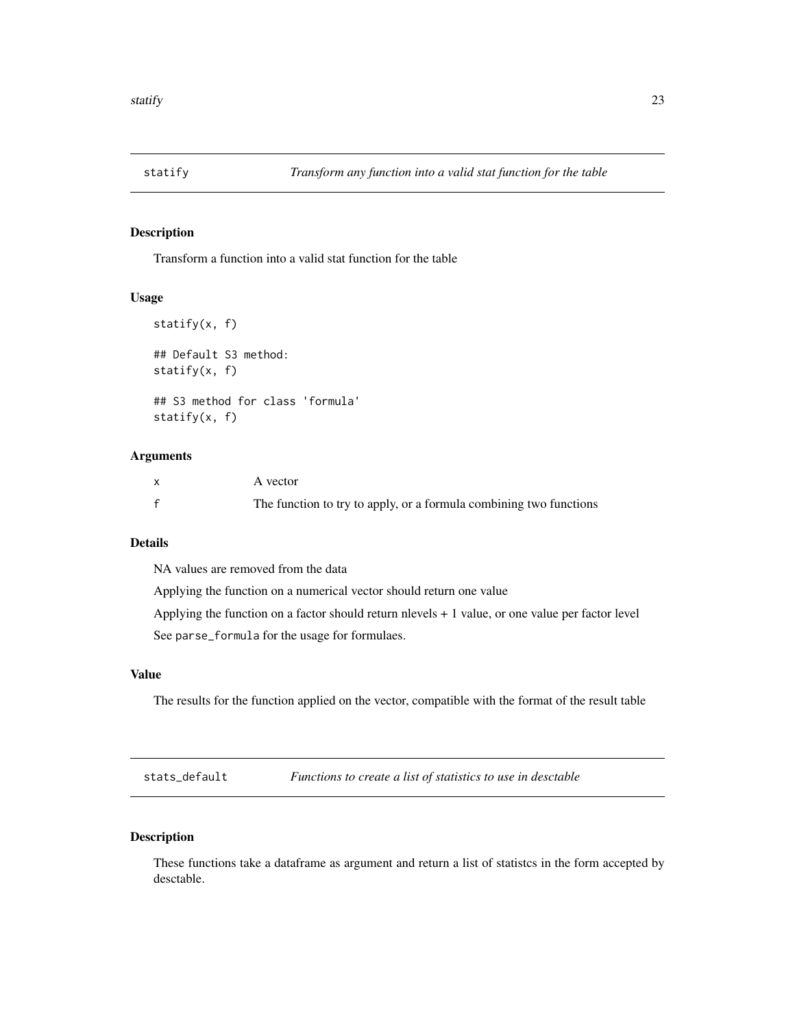## statify — *Transform any function into a valid stat function for the table*

### Description

Transform a function into a valid stat function for the table

### Usage

```
statify(x, f)

## Default S3 method:
statify(x, f)

## S3 method for class 'formula'
statify(x, f)
```

### Arguments

| | |
|---|---|
| x | A vector |
| f | The function to try to apply, or a formula combining two functions |

### Details

NA values are removed from the data

Applying the function on a numerical vector should return one value

Applying the function on a factor should return nlevels + 1 value, or one value per factor level

See `parse_formula` for the usage for formulaes.

### Value

The results for the function applied on the vector, compatible with the format of the result table

## stats_default — *Functions to create a list of statistics to use in desctable*

### Description

These functions take a dataframe as argument and return a list of statistcs in the form accepted by desctable.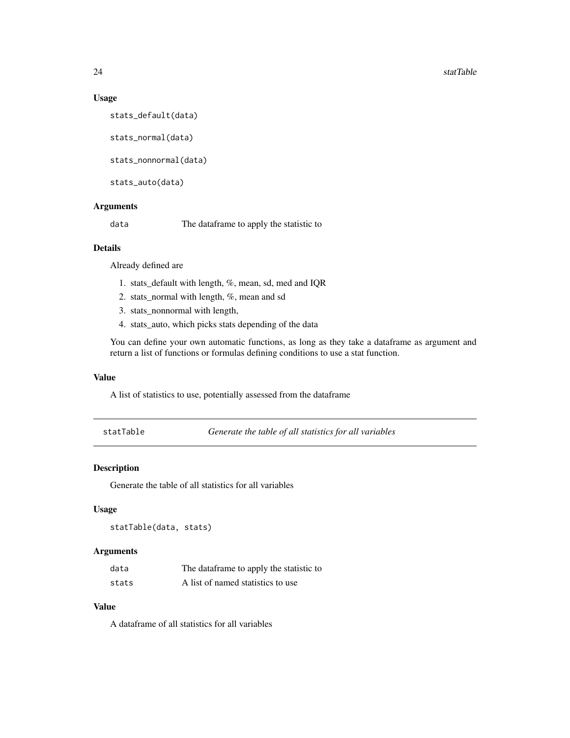### Usage

```
stats_default(data)

stats_normal(data)

stats_nonnormal(data)

stats_auto(data)
```

### Arguments

| | |
|---|---|
| `data` | The dataframe to apply the statistic to |

### Details

Already defined are

1. stats_default with length, %, mean, sd, med and IQR
2. stats_normal with length, %, mean and sd
3. stats_nonnormal with length,
4. stats_auto, which picks stats depending of the data

You can define your own automatic functions, as long as they take a dataframe as argument and return a list of functions or formulas defining conditions to use a stat function.

### Value

A list of statistics to use, potentially assessed from the dataframe

---

## statTable    *Generate the table of all statistics for all variables*

---

### Description

Generate the table of all statistics for all variables

### Usage

```
statTable(data, stats)
```

### Arguments

| | |
|---|---|
| `data` | The dataframe to apply the statistic to |
| `stats` | A list of named statistics to use |

### Value

A dataframe of all statistics for all variables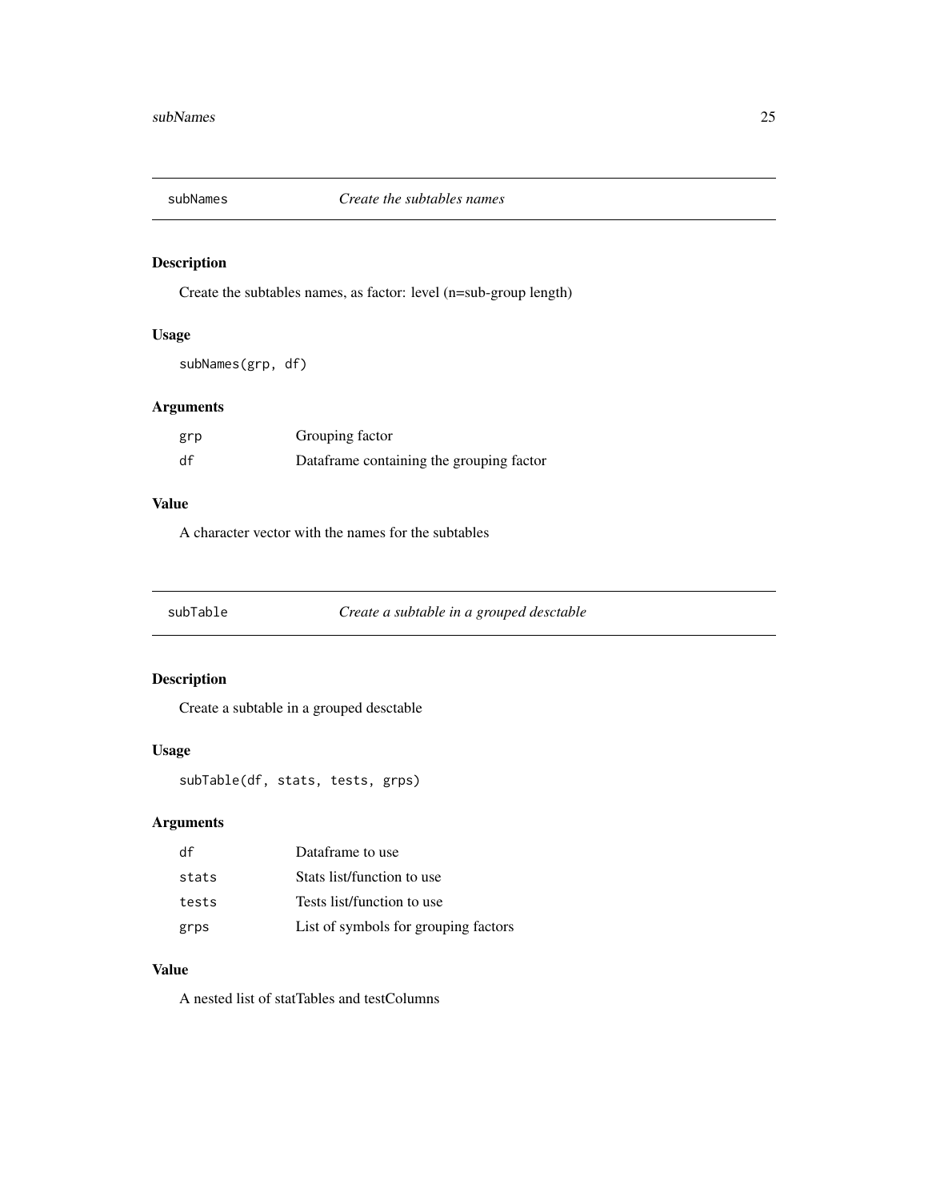## subNames — *Create the subtables names*

### Description

Create the subtables names, as factor: level (n=sub-group length)

### Usage

```
subNames(grp, df)
```

### Arguments

| | |
|---|---|
| `grp` | Grouping factor |
| `df` | Dataframe containing the grouping factor |

### Value

A character vector with the names for the subtables

## subTable — *Create a subtable in a grouped desctable*

### Description

Create a subtable in a grouped desctable

### Usage

```
subTable(df, stats, tests, grps)
```

### Arguments

| | |
|---|---|
| `df` | Dataframe to use |
| `stats` | Stats list/function to use |
| `tests` | Tests list/function to use |
| `grps` | List of symbols for grouping factors |

### Value

A nested list of statTables and testColumns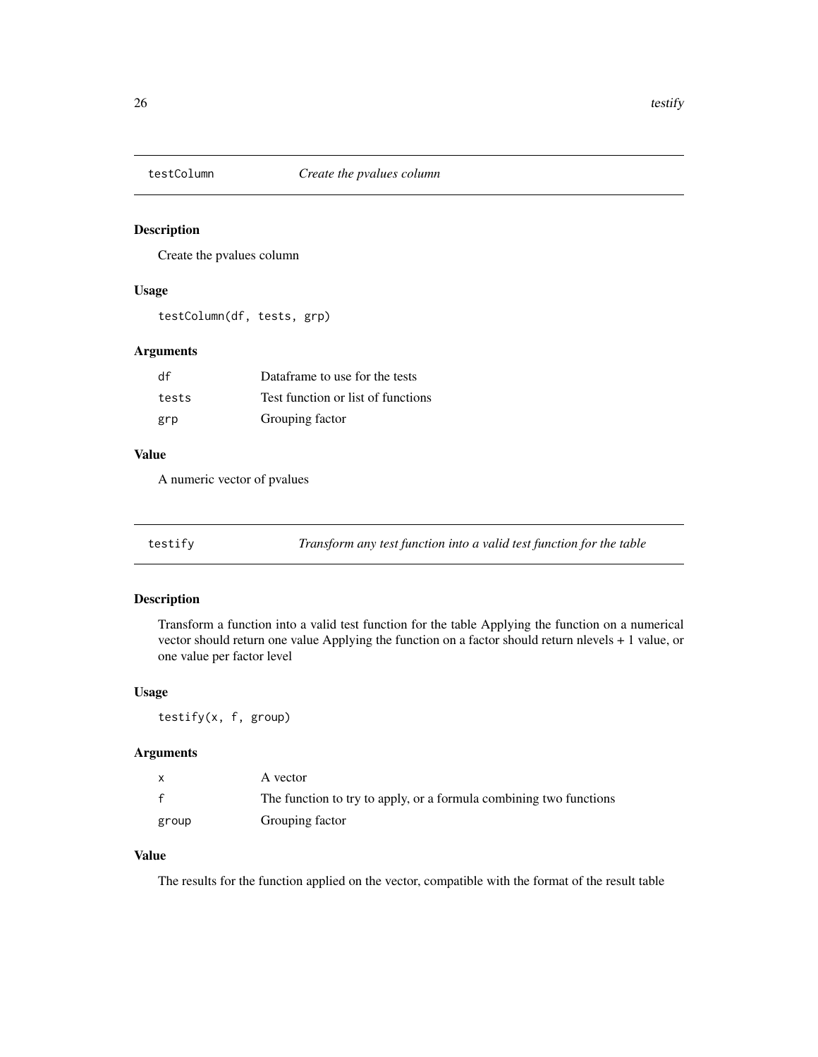## testColumn *Create the pvalues column*

### Description

Create the pvalues column

### Usage

```
testColumn(df, tests, grp)
```

### Arguments

| | |
|---|---|
| df | Dataframe to use for the tests |
| tests | Test function or list of functions |
| grp | Grouping factor |

### Value

A numeric vector of pvalues

## testify *Transform any test function into a valid test function for the table*

### Description

Transform a function into a valid test function for the table Applying the function on a numerical vector should return one value Applying the function on a factor should return nlevels + 1 value, or one value per factor level

### Usage

```
testify(x, f, group)
```

### Arguments

| | |
|---|---|
| x | A vector |
| f | The function to try to apply, or a formula combining two functions |
| group | Grouping factor |

### Value

The results for the function applied on the vector, compatible with the format of the result table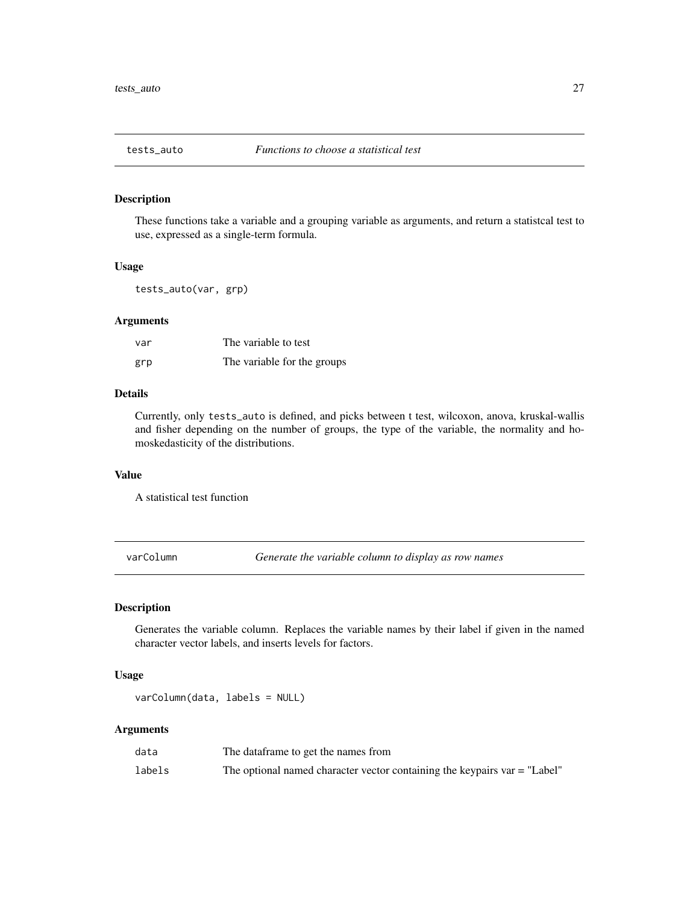## tests_auto — *Functions to choose a statistical test*

### Description

These functions take a variable and a grouping variable as arguments, and return a statistcal test to use, expressed as a single-term formula.

### Usage

```
tests_auto(var, grp)
```

### Arguments

| | |
|---|---|
| `var` | The variable to test |
| `grp` | The variable for the groups |

### Details

Currently, only `tests_auto` is defined, and picks between t test, wilcoxon, anova, kruskal-wallis and fisher depending on the number of groups, the type of the variable, the normality and homoskedasticity of the distributions.

### Value

A statistical test function

## varColumn — *Generate the variable column to display as row names*

### Description

Generates the variable column. Replaces the variable names by their label if given in the named character vector labels, and inserts levels for factors.

### Usage

```
varColumn(data, labels = NULL)
```

### Arguments

| | |
|---|---|
| `data` | The dataframe to get the names from |
| `labels` | The optional named character vector containing the keypairs var = "Label" |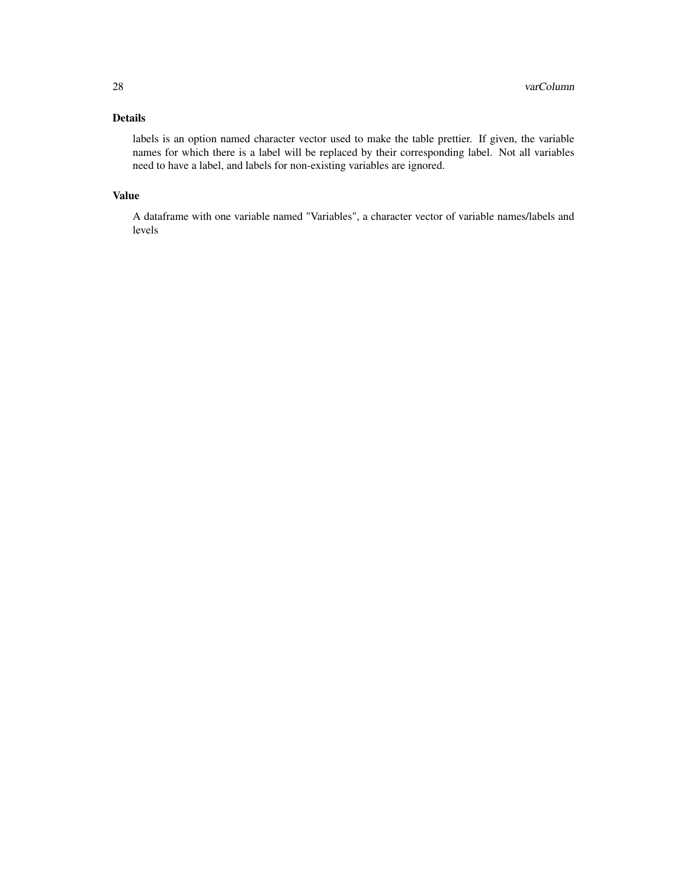## Details

labels is an option named character vector used to make the table prettier. If given, the variable names for which there is a label will be replaced by their corresponding label. Not all variables need to have a label, and labels for non-existing variables are ignored.

## Value

A dataframe with one variable named "Variables", a character vector of variable names/labels and levels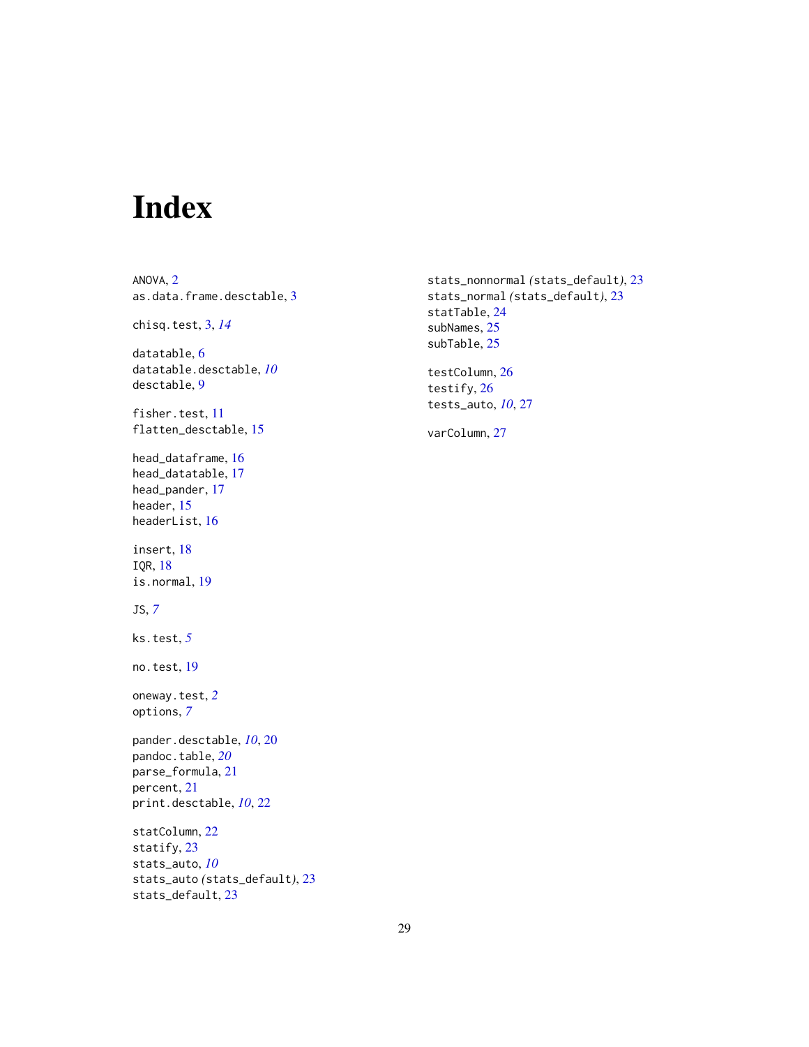# Index

ANOVA, 2
as.data.frame.desctable, 3

chisq.test, 3, *14*

datatable, 6
datatable.desctable, *10*
desctable, 9

fisher.test, 11
flatten_desctable, 15

head_dataframe, 16
head_datatable, 17
head_pander, 17
header, 15
headerList, 16

insert, 18
IQR, 18
is.normal, 19

JS, *7*

ks.test, *5*

no.test, 19

oneway.test, *2*
options, *7*

pander.desctable, *10*, 20
pandoc.table, *20*
parse_formula, 21
percent, 21
print.desctable, *10*, 22

statColumn, 22
statify, 23
stats_auto, *10*
stats_auto *(*stats_default*)*, 23
stats_default, 23
stats_nonnormal *(*stats_default*)*, 23
stats_normal *(*stats_default*)*, 23
statTable, 24
subNames, 25
subTable, 25

testColumn, 26
testify, 26
tests_auto, *10*, 27

varColumn, 27